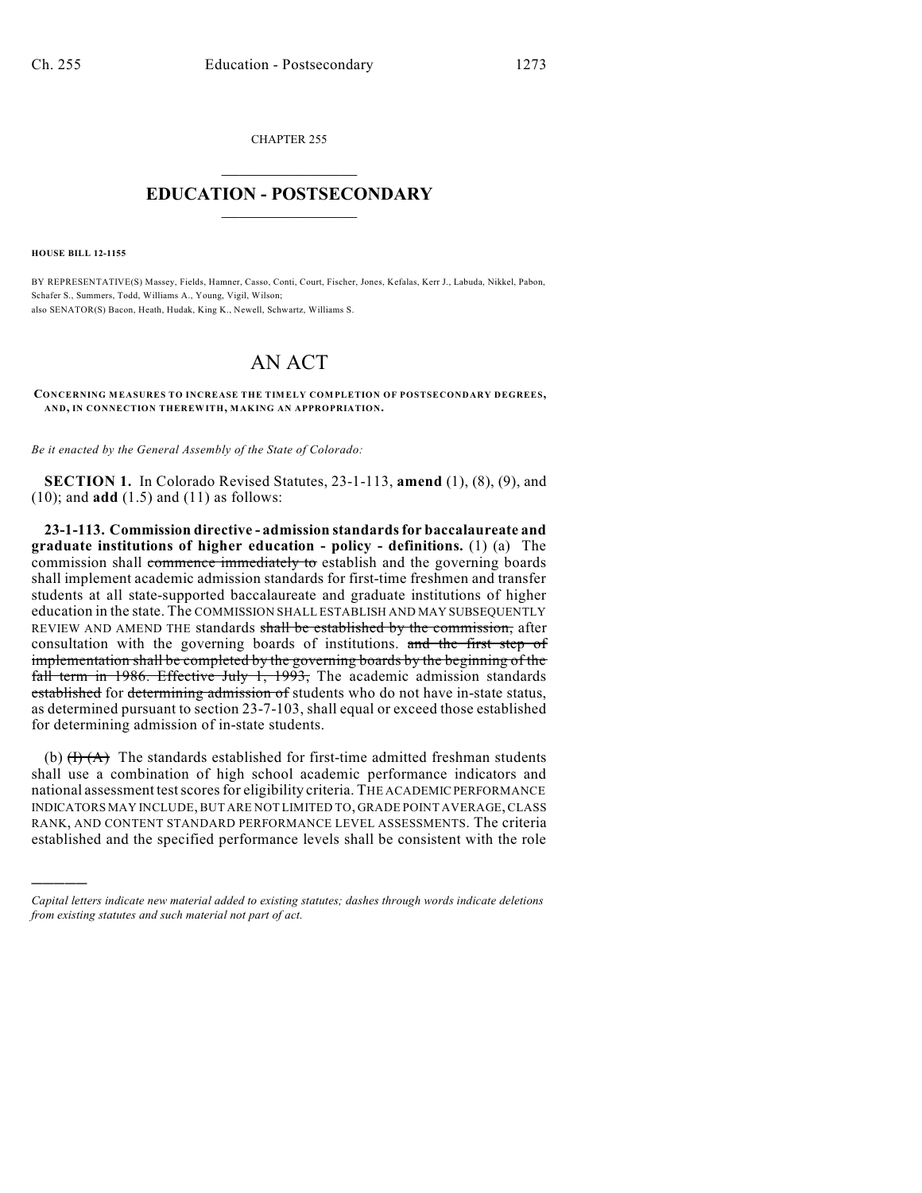CHAPTER 255

# EDUCATION - POSTSECONDARY

**HOUSE BILL 12-1155**

BY REPRESENTATIVE(S) Massey, Fields, Hamner, Casso, Conti, Court, Fischer, Jones, Kefalas, Kerr J., Labuda, Nikkel, Pabon, Schafer S., Summers, Todd, Williams A., Young, Vigil, Wilson;
also SENATOR(S) Bacon, Heath, Hudak, King K., Newell, Schwartz, Williams S.

# AN ACT

**CONCERNING MEASURES TO INCREASE THE TIMELY COMPLETION OF POSTSECONDARY DEGREES, AND, IN CONNECTION THEREWITH, MAKING AN APPROPRIATION.**

*Be it enacted by the General Assembly of the State of Colorado:*

**SECTION 1.** In Colorado Revised Statutes, 23-1-113, **amend** (1), (8), (9), and (10); and **add** (1.5) and (11) as follows:

**23-1-113. Commission directive - admission standards for baccalaureate and graduate institutions of higher education - policy - definitions.** (1) (a) The commission shall ~~commence immediately to~~ establish and the governing boards shall implement academic admission standards for first-time freshmen and transfer students at all state-supported baccalaureate and graduate institutions of higher education in the state. The COMMISSION SHALL ESTABLISH AND MAY SUBSEQUENTLY REVIEW AND AMEND THE standards ~~shall be established by the commission,~~ after consultation with the governing boards of institutions. ~~and the first step of implementation shall be completed by the governing boards by the beginning of the fall term in 1986. Effective July 1, 1993,~~ The academic admission standards ~~established~~ for ~~determining admission of~~ students who do not have in-state status, as determined pursuant to section 23-7-103, shall equal or exceed those established for determining admission of in-state students.

(b) ~~(I) (A)~~ The standards established for first-time admitted freshman students shall use a combination of high school academic performance indicators and national assessment test scores for eligibility criteria. THE ACADEMIC PERFORMANCE INDICATORS MAY INCLUDE, BUT ARE NOT LIMITED TO, GRADE POINT AVERAGE, CLASS RANK, AND CONTENT STANDARD PERFORMANCE LEVEL ASSESSMENTS. The criteria established and the specified performance levels shall be consistent with the role

---

*Capital letters indicate new material added to existing statutes; dashes through words indicate deletions from existing statutes and such material not part of act.*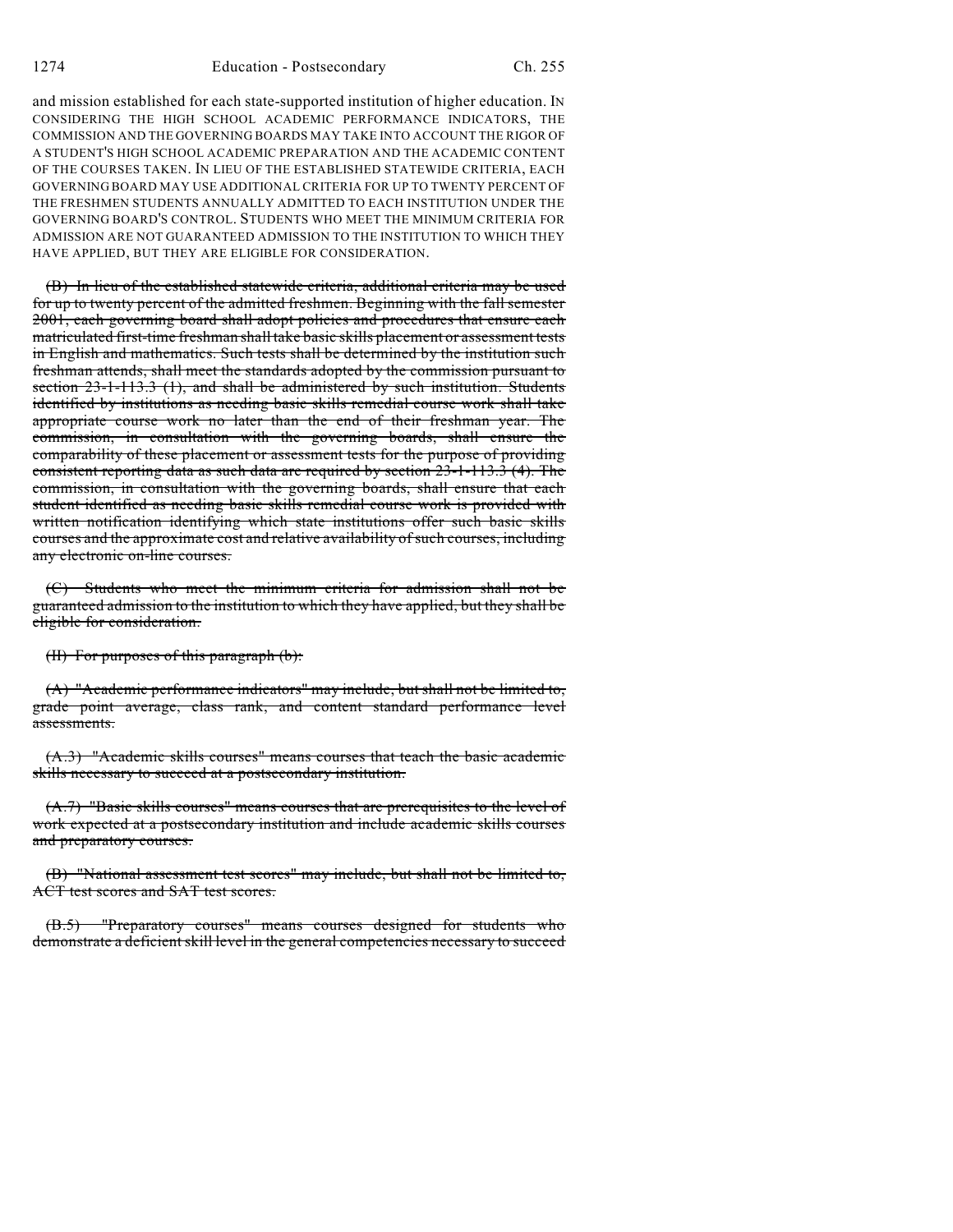and mission established for each state-supported institution of higher education. IN CONSIDERING THE HIGH SCHOOL ACADEMIC PERFORMANCE INDICATORS, THE COMMISSION AND THE GOVERNING BOARDS MAY TAKE INTO ACCOUNT THE RIGOR OF A STUDENT'S HIGH SCHOOL ACADEMIC PREPARATION AND THE ACADEMIC CONTENT OF THE COURSES TAKEN. IN LIEU OF THE ESTABLISHED STATEWIDE CRITERIA, EACH GOVERNING BOARD MAY USE ADDITIONAL CRITERIA FOR UP TO TWENTY PERCENT OF THE FRESHMEN STUDENTS ANNUALLY ADMITTED TO EACH INSTITUTION UNDER THE GOVERNING BOARD'S CONTROL. STUDENTS WHO MEET THE MINIMUM CRITERIA FOR ADMISSION ARE NOT GUARANTEED ADMISSION TO THE INSTITUTION TO WHICH THEY HAVE APPLIED, BUT THEY ARE ELIGIBLE FOR CONSIDERATION.

~~(B) In lieu of the established statewide criteria, additional criteria may be used for up to twenty percent of the admitted freshmen. Beginning with the fall semester 2001, each governing board shall adopt policies and procedures that ensure each matriculated first-time freshman shall take basic skills placement or assessment tests in English and mathematics. Such tests shall be determined by the institution such freshman attends, shall meet the standards adopted by the commission pursuant to section 23-1-113.3 (1), and shall be administered by such institution. Students identified by institutions as needing basic skills remedial course work shall take appropriate course work no later than the end of their freshman year. The commission, in consultation with the governing boards, shall ensure the comparability of these placement or assessment tests for the purpose of providing consistent reporting data as such data are required by section 23-1-113.3 (4). The commission, in consultation with the governing boards, shall ensure that each student identified as needing basic skills remedial course work is provided with written notification identifying which state institutions offer such basic skills courses and the approximate cost and relative availability of such courses, including any electronic on-line courses.~~

~~(C) Students who meet the minimum criteria for admission shall not be guaranteed admission to the institution to which they have applied, but they shall be eligible for consideration.~~

~~(II) For purposes of this paragraph (b):~~

~~(A) "Academic performance indicators" may include, but shall not be limited to, grade point average, class rank, and content standard performance level assessments.~~

~~(A.3) "Academic skills courses" means courses that teach the basic academic skills necessary to succeed at a postsecondary institution.~~

~~(A.7) "Basic skills courses" means courses that are prerequisites to the level of work expected at a postsecondary institution and include academic skills courses and preparatory courses.~~

~~(B) "National assessment test scores" may include, but shall not be limited to, ACT test scores and SAT test scores.~~

~~(B.5) "Preparatory courses" means courses designed for students who demonstrate a deficient skill level in the general competencies necessary to succeed~~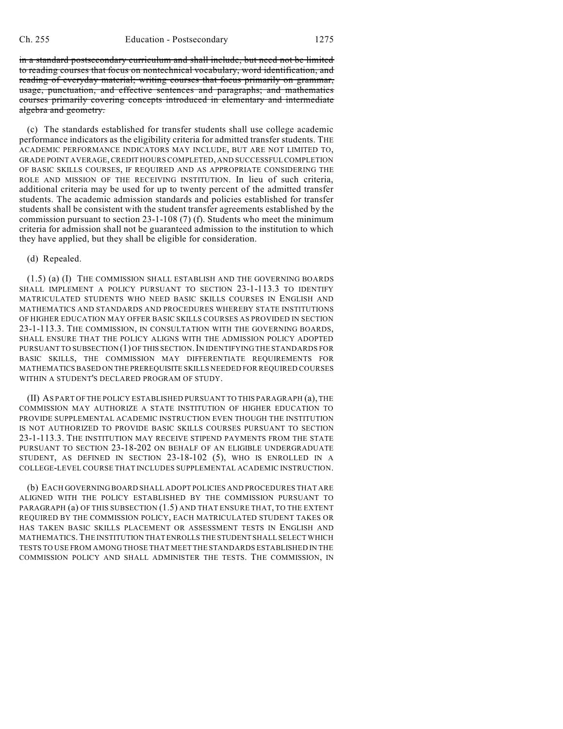~~in a standard postsecondary curriculum and shall include, but need not be limited to reading courses that focus on nontechnical vocabulary, word identification, and reading of everyday material; writing courses that focus primarily on grammar, usage, punctuation, and effective sentences and paragraphs; and mathematics courses primarily covering concepts introduced in elementary and intermediate algebra and geometry.~~

(c) The standards established for transfer students shall use college academic performance indicators as the eligibility criteria for admitted transfer students. THE ACADEMIC PERFORMANCE INDICATORS MAY INCLUDE, BUT ARE NOT LIMITED TO, GRADE POINT AVERAGE, CREDIT HOURS COMPLETED, AND SUCCESSFUL COMPLETION OF BASIC SKILLS COURSES, IF REQUIRED AND AS APPROPRIATE CONSIDERING THE ROLE AND MISSION OF THE RECEIVING INSTITUTION. In lieu of such criteria, additional criteria may be used for up to twenty percent of the admitted transfer students. The academic admission standards and policies established for transfer students shall be consistent with the student transfer agreements established by the commission pursuant to section 23-1-108 (7) (f). Students who meet the minimum criteria for admission shall not be guaranteed admission to the institution to which they have applied, but they shall be eligible for consideration.

(d) Repealed.

(1.5) (a) (I) THE COMMISSION SHALL ESTABLISH AND THE GOVERNING BOARDS SHALL IMPLEMENT A POLICY PURSUANT TO SECTION 23-1-113.3 TO IDENTIFY MATRICULATED STUDENTS WHO NEED BASIC SKILLS COURSES IN ENGLISH AND MATHEMATICS AND STANDARDS AND PROCEDURES WHEREBY STATE INSTITUTIONS OF HIGHER EDUCATION MAY OFFER BASIC SKILLS COURSES AS PROVIDED IN SECTION 23-1-113.3. THE COMMISSION, IN CONSULTATION WITH THE GOVERNING BOARDS, SHALL ENSURE THAT THE POLICY ALIGNS WITH THE ADMISSION POLICY ADOPTED PURSUANT TO SUBSECTION (1) OF THIS SECTION. IN IDENTIFYING THE STANDARDS FOR BASIC SKILLS, THE COMMISSION MAY DIFFERENTIATE REQUIREMENTS FOR MATHEMATICS BASED ON THE PREREQUISITE SKILLS NEEDED FOR REQUIRED COURSES WITHIN A STUDENT'S DECLARED PROGRAM OF STUDY.

(II) AS PART OF THE POLICY ESTABLISHED PURSUANT TO THIS PARAGRAPH (a), THE COMMISSION MAY AUTHORIZE A STATE INSTITUTION OF HIGHER EDUCATION TO PROVIDE SUPPLEMENTAL ACADEMIC INSTRUCTION EVEN THOUGH THE INSTITUTION IS NOT AUTHORIZED TO PROVIDE BASIC SKILLS COURSES PURSUANT TO SECTION 23-1-113.3. THE INSTITUTION MAY RECEIVE STIPEND PAYMENTS FROM THE STATE PURSUANT TO SECTION 23-18-202 ON BEHALF OF AN ELIGIBLE UNDERGRADUATE STUDENT, AS DEFINED IN SECTION 23-18-102 (5), WHO IS ENROLLED IN A COLLEGE-LEVEL COURSE THAT INCLUDES SUPPLEMENTAL ACADEMIC INSTRUCTION.

(b) EACH GOVERNING BOARD SHALL ADOPT POLICIES AND PROCEDURES THAT ARE ALIGNED WITH THE POLICY ESTABLISHED BY THE COMMISSION PURSUANT TO PARAGRAPH (a) OF THIS SUBSECTION (1.5) AND THAT ENSURE THAT, TO THE EXTENT REQUIRED BY THE COMMISSION POLICY, EACH MATRICULATED STUDENT TAKES OR HAS TAKEN BASIC SKILLS PLACEMENT OR ASSESSMENT TESTS IN ENGLISH AND MATHEMATICS. THE INSTITUTION THAT ENROLLS THE STUDENT SHALL SELECT WHICH TESTS TO USE FROM AMONG THOSE THAT MEET THE STANDARDS ESTABLISHED IN THE COMMISSION POLICY AND SHALL ADMINISTER THE TESTS. THE COMMISSION, IN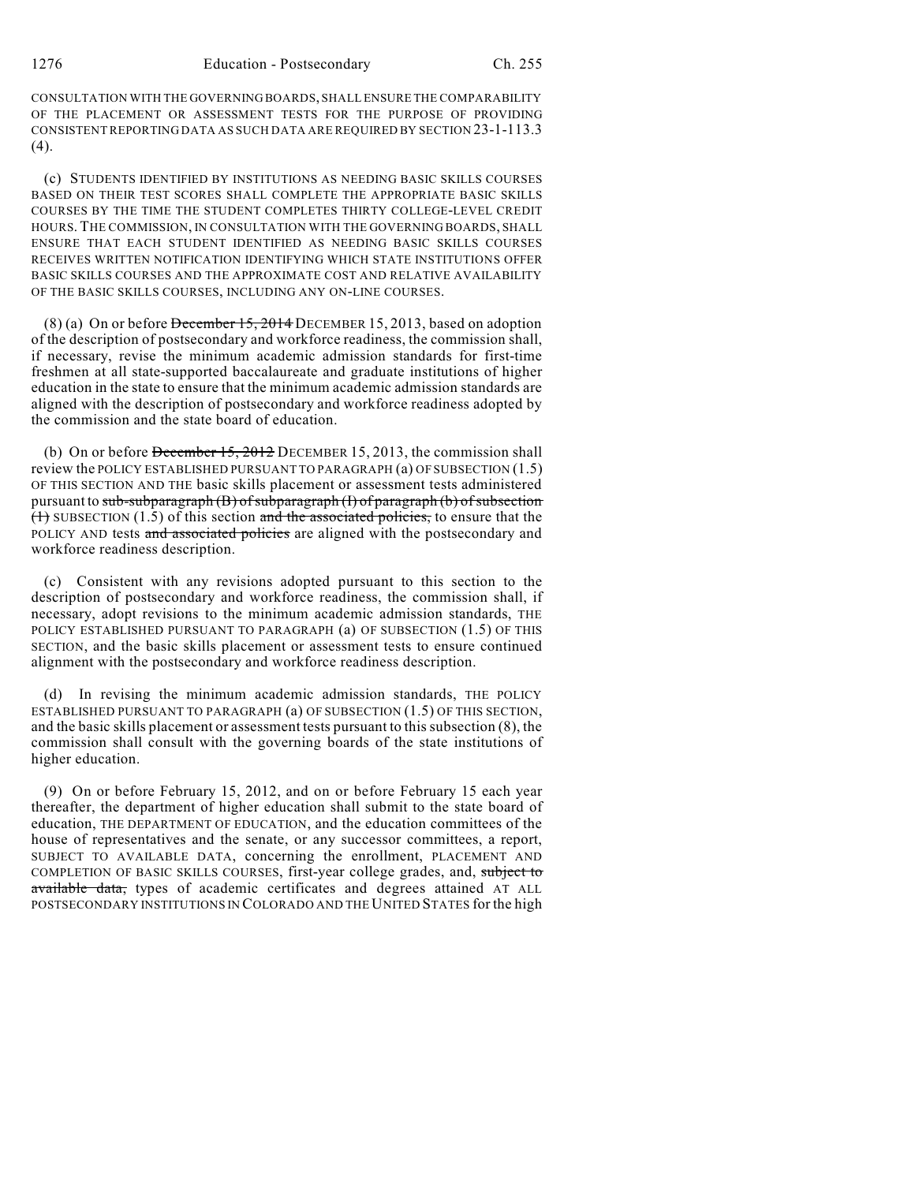CONSULTATION WITH THE GOVERNING BOARDS, SHALL ENSURE THE COMPARABILITY OF THE PLACEMENT OR ASSESSMENT TESTS FOR THE PURPOSE OF PROVIDING CONSISTENT REPORTING DATA AS SUCH DATA ARE REQUIRED BY SECTION 23-1-113.3 (4).

(c) STUDENTS IDENTIFIED BY INSTITUTIONS AS NEEDING BASIC SKILLS COURSES BASED ON THEIR TEST SCORES SHALL COMPLETE THE APPROPRIATE BASIC SKILLS COURSES BY THE TIME THE STUDENT COMPLETES THIRTY COLLEGE-LEVEL CREDIT HOURS. THE COMMISSION, IN CONSULTATION WITH THE GOVERNING BOARDS, SHALL ENSURE THAT EACH STUDENT IDENTIFIED AS NEEDING BASIC SKILLS COURSES RECEIVES WRITTEN NOTIFICATION IDENTIFYING WHICH STATE INSTITUTIONS OFFER BASIC SKILLS COURSES AND THE APPROXIMATE COST AND RELATIVE AVAILABILITY OF THE BASIC SKILLS COURSES, INCLUDING ANY ON-LINE COURSES.

(8) (a) On or before ~~December 15, 2014~~ DECEMBER 15, 2013, based on adoption of the description of postsecondary and workforce readiness, the commission shall, if necessary, revise the minimum academic admission standards for first-time freshmen at all state-supported baccalaureate and graduate institutions of higher education in the state to ensure that the minimum academic admission standards are aligned with the description of postsecondary and workforce readiness adopted by the commission and the state board of education.

(b) On or before ~~December 15, 2012~~ DECEMBER 15, 2013, the commission shall review the POLICY ESTABLISHED PURSUANT TO PARAGRAPH (a) OF SUBSECTION (1.5) OF THIS SECTION AND THE basic skills placement or assessment tests administered pursuant to ~~sub-subparagraph (B) of subparagraph (I) of paragraph (b) of subsection (1)~~ SUBSECTION (1.5) of this section ~~and the associated policies,~~ to ensure that the POLICY AND tests ~~and associated policies~~ are aligned with the postsecondary and workforce readiness description.

(c) Consistent with any revisions adopted pursuant to this section to the description of postsecondary and workforce readiness, the commission shall, if necessary, adopt revisions to the minimum academic admission standards, THE POLICY ESTABLISHED PURSUANT TO PARAGRAPH (a) OF SUBSECTION (1.5) OF THIS SECTION, and the basic skills placement or assessment tests to ensure continued alignment with the postsecondary and workforce readiness description.

(d) In revising the minimum academic admission standards, THE POLICY ESTABLISHED PURSUANT TO PARAGRAPH (a) OF SUBSECTION (1.5) OF THIS SECTION, and the basic skills placement or assessment tests pursuant to this subsection (8), the commission shall consult with the governing boards of the state institutions of higher education.

(9) On or before February 15, 2012, and on or before February 15 each year thereafter, the department of higher education shall submit to the state board of education, THE DEPARTMENT OF EDUCATION, and the education committees of the house of representatives and the senate, or any successor committees, a report, SUBJECT TO AVAILABLE DATA, concerning the enrollment, PLACEMENT AND COMPLETION OF BASIC SKILLS COURSES, first-year college grades, and, ~~subject to available data,~~ types of academic certificates and degrees attained AT ALL POSTSECONDARY INSTITUTIONS IN COLORADO AND THE UNITED STATES for the high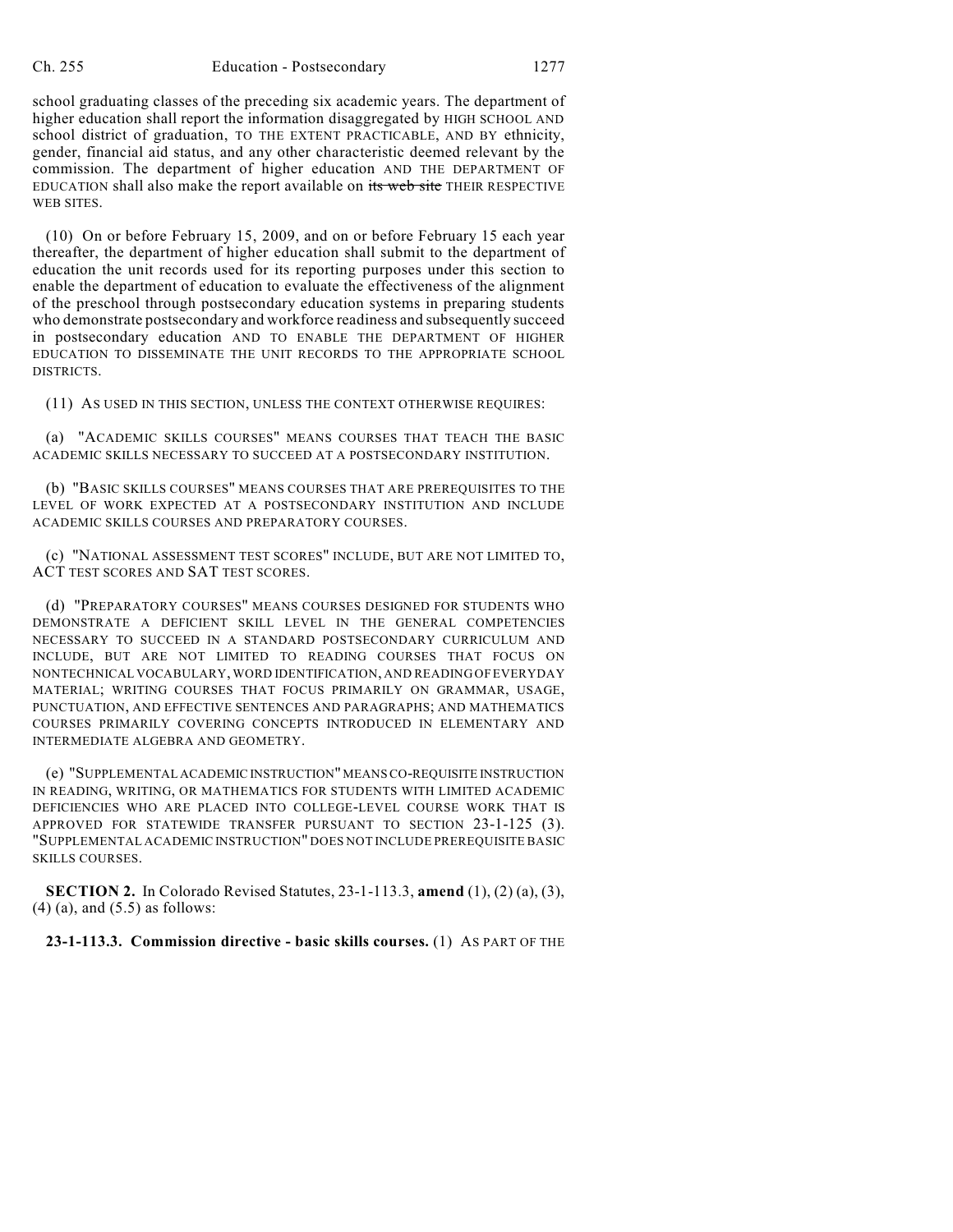school graduating classes of the preceding six academic years. The department of higher education shall report the information disaggregated by HIGH SCHOOL AND school district of graduation, TO THE EXTENT PRACTICABLE, AND BY ethnicity, gender, financial aid status, and any other characteristic deemed relevant by the commission. The department of higher education AND THE DEPARTMENT OF EDUCATION shall also make the report available on ~~its web site~~ THEIR RESPECTIVE WEB SITES.

(10) On or before February 15, 2009, and on or before February 15 each year thereafter, the department of higher education shall submit to the department of education the unit records used for its reporting purposes under this section to enable the department of education to evaluate the effectiveness of the alignment of the preschool through postsecondary education systems in preparing students who demonstrate postsecondary and workforce readiness and subsequently succeed in postsecondary education AND TO ENABLE THE DEPARTMENT OF HIGHER EDUCATION TO DISSEMINATE THE UNIT RECORDS TO THE APPROPRIATE SCHOOL DISTRICTS.

(11) AS USED IN THIS SECTION, UNLESS THE CONTEXT OTHERWISE REQUIRES:

(a) "ACADEMIC SKILLS COURSES" MEANS COURSES THAT TEACH THE BASIC ACADEMIC SKILLS NECESSARY TO SUCCEED AT A POSTSECONDARY INSTITUTION.

(b) "BASIC SKILLS COURSES" MEANS COURSES THAT ARE PREREQUISITES TO THE LEVEL OF WORK EXPECTED AT A POSTSECONDARY INSTITUTION AND INCLUDE ACADEMIC SKILLS COURSES AND PREPARATORY COURSES.

(c) "NATIONAL ASSESSMENT TEST SCORES" INCLUDE, BUT ARE NOT LIMITED TO, ACT TEST SCORES AND SAT TEST SCORES.

(d) "PREPARATORY COURSES" MEANS COURSES DESIGNED FOR STUDENTS WHO DEMONSTRATE A DEFICIENT SKILL LEVEL IN THE GENERAL COMPETENCIES NECESSARY TO SUCCEED IN A STANDARD POSTSECONDARY CURRICULUM AND INCLUDE, BUT ARE NOT LIMITED TO READING COURSES THAT FOCUS ON NONTECHNICAL VOCABULARY, WORD IDENTIFICATION, AND READING OF EVERYDAY MATERIAL; WRITING COURSES THAT FOCUS PRIMARILY ON GRAMMAR, USAGE, PUNCTUATION, AND EFFECTIVE SENTENCES AND PARAGRAPHS; AND MATHEMATICS COURSES PRIMARILY COVERING CONCEPTS INTRODUCED IN ELEMENTARY AND INTERMEDIATE ALGEBRA AND GEOMETRY.

(e) "SUPPLEMENTAL ACADEMIC INSTRUCTION" MEANS CO-REQUISITE INSTRUCTION IN READING, WRITING, OR MATHEMATICS FOR STUDENTS WITH LIMITED ACADEMIC DEFICIENCIES WHO ARE PLACED INTO COLLEGE-LEVEL COURSE WORK THAT IS APPROVED FOR STATEWIDE TRANSFER PURSUANT TO SECTION 23-1-125 (3). "SUPPLEMENTAL ACADEMIC INSTRUCTION" DOES NOT INCLUDE PREREQUISITE BASIC SKILLS COURSES.

**SECTION 2.** In Colorado Revised Statutes, 23-1-113.3, **amend** (1), (2) (a), (3), (4) (a), and (5.5) as follows:

**23-1-113.3. Commission directive - basic skills courses.** (1) AS PART OF THE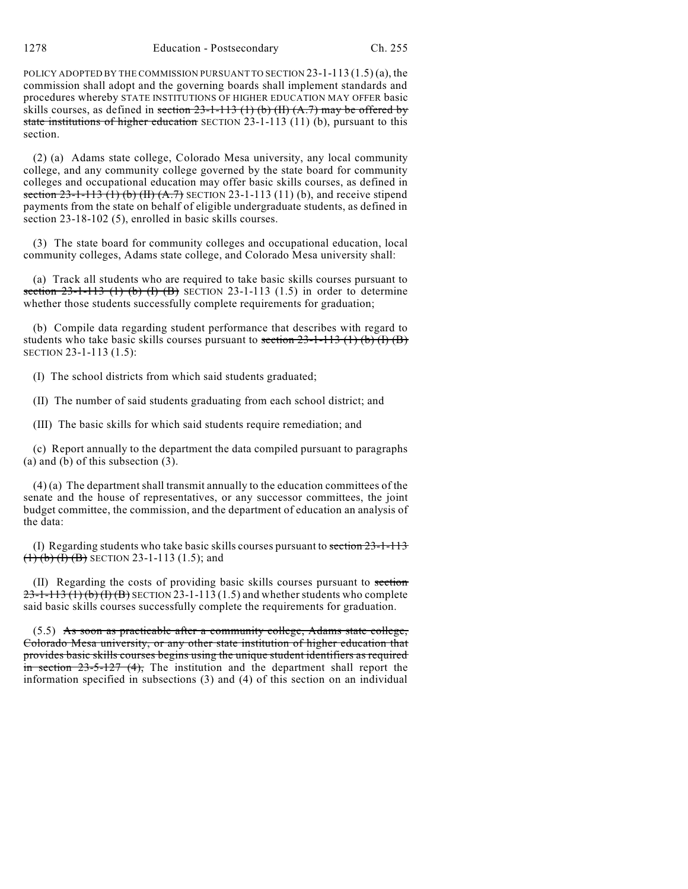POLICY ADOPTED BY THE COMMISSION PURSUANT TO SECTION 23-1-113 (1.5) (a), the commission shall adopt and the governing boards shall implement standards and procedures whereby STATE INSTITUTIONS OF HIGHER EDUCATION MAY OFFER basic skills courses, as defined in ~~section 23-1-113 (1) (b) (II) (A.7) may be offered by state institutions of higher education~~ SECTION 23-1-113 (11) (b), pursuant to this section.

(2) (a) Adams state college, Colorado Mesa university, any local community college, and any community college governed by the state board for community colleges and occupational education may offer basic skills courses, as defined in ~~section 23-1-113 (1) (b) (II) (A.7)~~ SECTION 23-1-113 (11) (b), and receive stipend payments from the state on behalf of eligible undergraduate students, as defined in section 23-18-102 (5), enrolled in basic skills courses.

(3) The state board for community colleges and occupational education, local community colleges, Adams state college, and Colorado Mesa university shall:

(a) Track all students who are required to take basic skills courses pursuant to ~~section 23-1-113 (1) (b) (I) (B)~~ SECTION 23-1-113 (1.5) in order to determine whether those students successfully complete requirements for graduation;

(b) Compile data regarding student performance that describes with regard to students who take basic skills courses pursuant to ~~section 23-1-113 (1) (b) (I) (B)~~ SECTION 23-1-113 (1.5):

(I) The school districts from which said students graduated;

(II) The number of said students graduating from each school district; and

(III) The basic skills for which said students require remediation; and

(c) Report annually to the department the data compiled pursuant to paragraphs (a) and (b) of this subsection (3).

(4) (a) The department shall transmit annually to the education committees of the senate and the house of representatives, or any successor committees, the joint budget committee, the commission, and the department of education an analysis of the data:

(I) Regarding students who take basic skills courses pursuant to ~~section 23-1-113 (1) (b) (I) (B)~~ SECTION 23-1-113 (1.5); and

(II) Regarding the costs of providing basic skills courses pursuant to ~~section 23-1-113 (1) (b) (I) (B)~~ SECTION 23-1-113 (1.5) and whether students who complete said basic skills courses successfully complete the requirements for graduation.

(5.5) ~~As soon as practicable after a community college, Adams state college, Colorado Mesa university, or any other state institution of higher education that provides basic skills courses begins using the unique student identifiers as required in section 23-5-127 (4),~~ The institution and the department shall report the information specified in subsections (3) and (4) of this section on an individual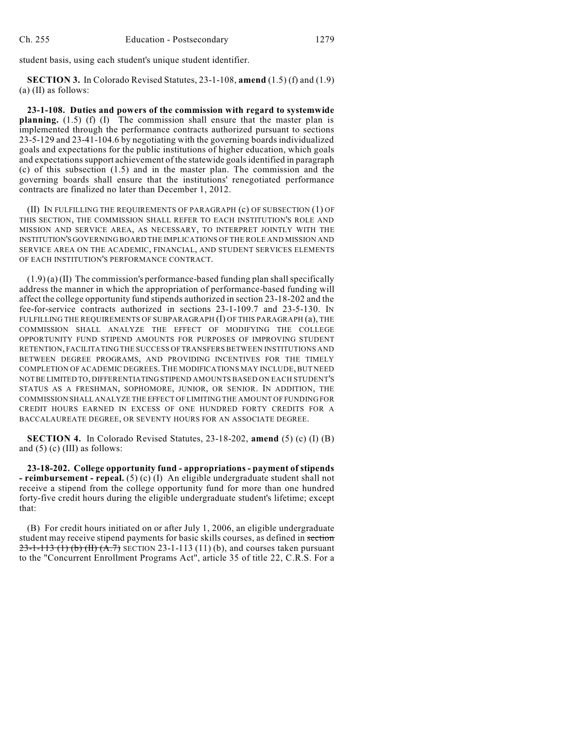student basis, using each student's unique student identifier.

**SECTION 3.** In Colorado Revised Statutes, 23-1-108, **amend** (1.5) (f) and (1.9) (a) (II) as follows:

**23-1-108. Duties and powers of the commission with regard to systemwide planning.** (1.5) (f) (I) The commission shall ensure that the master plan is implemented through the performance contracts authorized pursuant to sections 23-5-129 and 23-41-104.6 by negotiating with the governing boards individualized goals and expectations for the public institutions of higher education, which goals and expectations support achievement of the statewide goals identified in paragraph (c) of this subsection (1.5) and in the master plan. The commission and the governing boards shall ensure that the institutions' renegotiated performance contracts are finalized no later than December 1, 2012.

(II) IN FULFILLING THE REQUIREMENTS OF PARAGRAPH (c) OF SUBSECTION (1) OF THIS SECTION, THE COMMISSION SHALL REFER TO EACH INSTITUTION'S ROLE AND MISSION AND SERVICE AREA, AS NECESSARY, TO INTERPRET JOINTLY WITH THE INSTITUTION'S GOVERNING BOARD THE IMPLICATIONS OF THE ROLE AND MISSION AND SERVICE AREA ON THE ACADEMIC, FINANCIAL, AND STUDENT SERVICES ELEMENTS OF EACH INSTITUTION'S PERFORMANCE CONTRACT.

(1.9) (a) (II) The commission's performance-based funding plan shall specifically address the manner in which the appropriation of performance-based funding will affect the college opportunity fund stipends authorized in section 23-18-202 and the fee-for-service contracts authorized in sections 23-1-109.7 and 23-5-130. IN FULFILLING THE REQUIREMENTS OF SUBPARAGRAPH (I) OF THIS PARAGRAPH (a), THE COMMISSION SHALL ANALYZE THE EFFECT OF MODIFYING THE COLLEGE OPPORTUNITY FUND STIPEND AMOUNTS FOR PURPOSES OF IMPROVING STUDENT RETENTION, FACILITATING THE SUCCESS OF TRANSFERS BETWEEN INSTITUTIONS AND BETWEEN DEGREE PROGRAMS, AND PROVIDING INCENTIVES FOR THE TIMELY COMPLETION OF ACADEMIC DEGREES. THE MODIFICATIONS MAY INCLUDE, BUT NEED NOT BE LIMITED TO, DIFFERENTIATING STIPEND AMOUNTS BASED ON EACH STUDENT'S STATUS AS A FRESHMAN, SOPHOMORE, JUNIOR, OR SENIOR. IN ADDITION, THE COMMISSION SHALL ANALYZE THE EFFECT OF LIMITING THE AMOUNT OF FUNDING FOR CREDIT HOURS EARNED IN EXCESS OF ONE HUNDRED FORTY CREDITS FOR A BACCALAUREATE DEGREE, OR SEVENTY HOURS FOR AN ASSOCIATE DEGREE.

**SECTION 4.** In Colorado Revised Statutes, 23-18-202, **amend** (5) (c) (I) (B) and (5) (c) (III) as follows:

**23-18-202. College opportunity fund - appropriations - payment of stipends - reimbursement - repeal.** (5) (c) (I) An eligible undergraduate student shall not receive a stipend from the college opportunity fund for more than one hundred forty-five credit hours during the eligible undergraduate student's lifetime; except that:

(B) For credit hours initiated on or after July 1, 2006, an eligible undergraduate student may receive stipend payments for basic skills courses, as defined in ~~section 23-1-113 (1) (b) (II) (A.7)~~ SECTION 23-1-113 (11) (b), and courses taken pursuant to the "Concurrent Enrollment Programs Act", article 35 of title 22, C.R.S. For a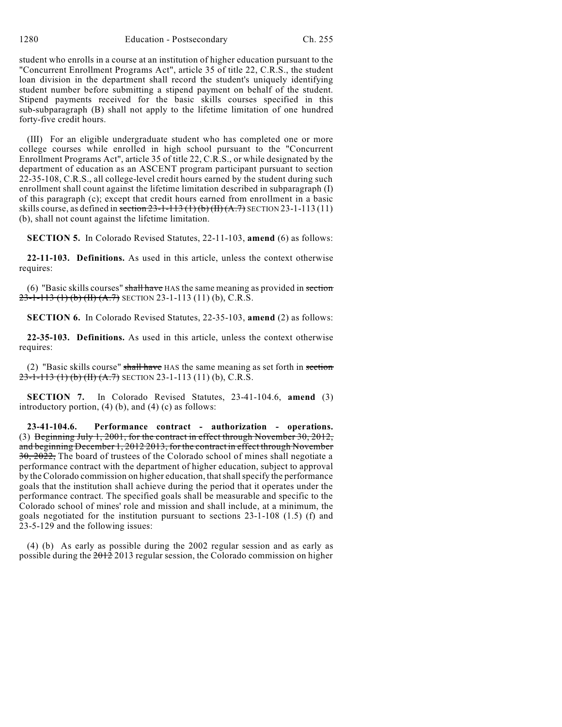student who enrolls in a course at an institution of higher education pursuant to the "Concurrent Enrollment Programs Act", article 35 of title 22, C.R.S., the student loan division in the department shall record the student's uniquely identifying student number before submitting a stipend payment on behalf of the student. Stipend payments received for the basic skills courses specified in this sub-subparagraph (B) shall not apply to the lifetime limitation of one hundred forty-five credit hours.

(III) For an eligible undergraduate student who has completed one or more college courses while enrolled in high school pursuant to the "Concurrent Enrollment Programs Act", article 35 of title 22, C.R.S., or while designated by the department of education as an ASCENT program participant pursuant to section 22-35-108, C.R.S., all college-level credit hours earned by the student during such enrollment shall count against the lifetime limitation described in subparagraph (I) of this paragraph (c); except that credit hours earned from enrollment in a basic skills course, as defined in ~~section 23-1-113 (1) (b) (II) (A.7)~~ SECTION 23-1-113 (11) (b), shall not count against the lifetime limitation.

**SECTION 5.** In Colorado Revised Statutes, 22-11-103, **amend** (6) as follows:

**22-11-103. Definitions.** As used in this article, unless the context otherwise requires:

(6) "Basic skills courses" ~~shall have~~ HAS the same meaning as provided in ~~section 23-1-113 (1) (b) (II) (A.7)~~ SECTION 23-1-113 (11) (b), C.R.S.

**SECTION 6.** In Colorado Revised Statutes, 22-35-103, **amend** (2) as follows:

**22-35-103. Definitions.** As used in this article, unless the context otherwise requires:

(2) "Basic skills course" ~~shall have~~ HAS the same meaning as set forth in ~~section 23-1-113 (1) (b) (II) (A.7)~~ SECTION 23-1-113 (11) (b), C.R.S.

**SECTION 7.** In Colorado Revised Statutes, 23-41-104.6, **amend** (3) introductory portion, (4) (b), and (4) (c) as follows:

**23-41-104.6. Performance contract - authorization - operations.** (3) ~~Beginning July 1, 2001, for the contract in effect through November 30, 2012, and beginning December 1, 2012 2013, for the contract in effect through November 30, 2022,~~ The board of trustees of the Colorado school of mines shall negotiate a performance contract with the department of higher education, subject to approval by the Colorado commission on higher education, that shall specify the performance goals that the institution shall achieve during the period that it operates under the performance contract. The specified goals shall be measurable and specific to the Colorado school of mines' role and mission and shall include, at a minimum, the goals negotiated for the institution pursuant to sections 23-1-108 (1.5) (f) and 23-5-129 and the following issues:

(4) (b) As early as possible during the 2002 regular session and as early as possible during the ~~2012~~ 2013 regular session, the Colorado commission on higher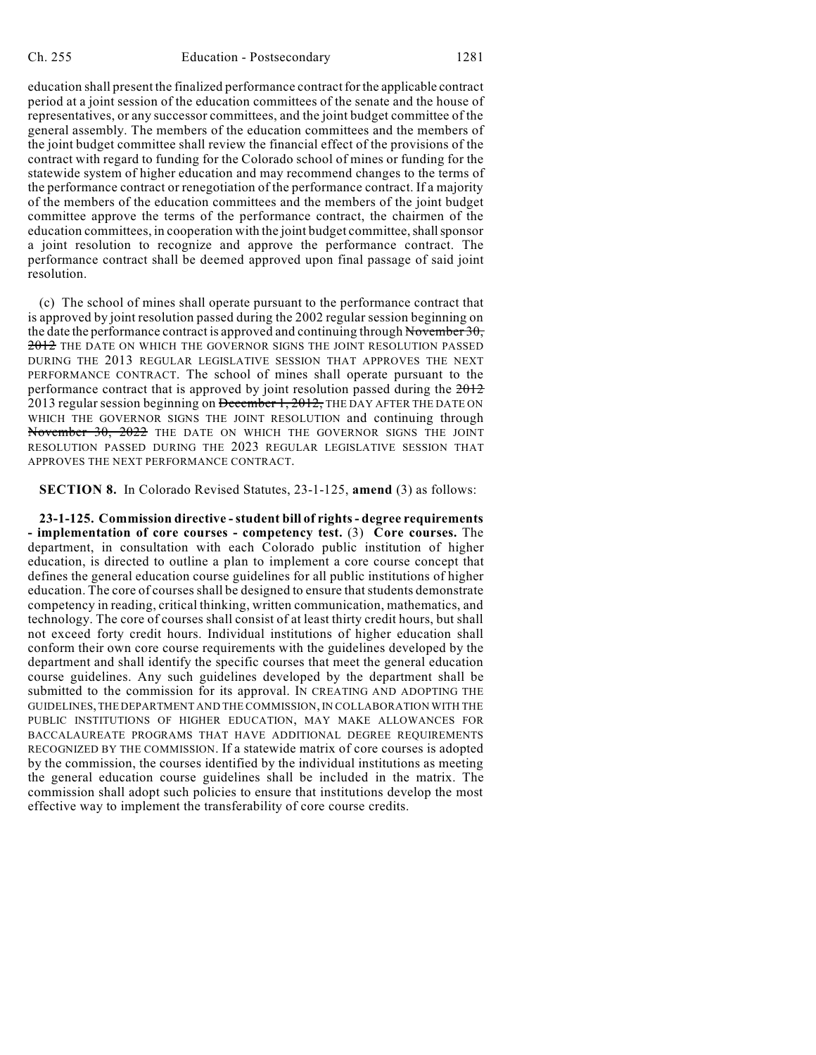education shall present the finalized performance contract for the applicable contract period at a joint session of the education committees of the senate and the house of representatives, or any successor committees, and the joint budget committee of the general assembly. The members of the education committees and the members of the joint budget committee shall review the financial effect of the provisions of the contract with regard to funding for the Colorado school of mines or funding for the statewide system of higher education and may recommend changes to the terms of the performance contract or renegotiation of the performance contract. If a majority of the members of the education committees and the members of the joint budget committee approve the terms of the performance contract, the chairmen of the education committees, in cooperation with the joint budget committee, shall sponsor a joint resolution to recognize and approve the performance contract. The performance contract shall be deemed approved upon final passage of said joint resolution.

(c) The school of mines shall operate pursuant to the performance contract that is approved by joint resolution passed during the 2002 regular session beginning on the date the performance contract is approved and continuing through ~~November 30, 2012~~ THE DATE ON WHICH THE GOVERNOR SIGNS THE JOINT RESOLUTION PASSED DURING THE 2013 REGULAR LEGISLATIVE SESSION THAT APPROVES THE NEXT PERFORMANCE CONTRACT. The school of mines shall operate pursuant to the performance contract that is approved by joint resolution passed during the ~~2012~~ 2013 regular session beginning on ~~December 1, 2012,~~ THE DAY AFTER THE DATE ON WHICH THE GOVERNOR SIGNS THE JOINT RESOLUTION and continuing through ~~November 30, 2022~~ THE DATE ON WHICH THE GOVERNOR SIGNS THE JOINT RESOLUTION PASSED DURING THE 2023 REGULAR LEGISLATIVE SESSION THAT APPROVES THE NEXT PERFORMANCE CONTRACT.

**SECTION 8.** In Colorado Revised Statutes, 23-1-125, **amend** (3) as follows:

**23-1-125. Commission directive - student bill of rights - degree requirements - implementation of core courses - competency test.** (3) **Core courses.** The department, in consultation with each Colorado public institution of higher education, is directed to outline a plan to implement a core course concept that defines the general education course guidelines for all public institutions of higher education. The core of courses shall be designed to ensure that students demonstrate competency in reading, critical thinking, written communication, mathematics, and technology. The core of courses shall consist of at least thirty credit hours, but shall not exceed forty credit hours. Individual institutions of higher education shall conform their own core course requirements with the guidelines developed by the department and shall identify the specific courses that meet the general education course guidelines. Any such guidelines developed by the department shall be submitted to the commission for its approval. IN CREATING AND ADOPTING THE GUIDELINES, THE DEPARTMENT AND THE COMMISSION, IN COLLABORATION WITH THE PUBLIC INSTITUTIONS OF HIGHER EDUCATION, MAY MAKE ALLOWANCES FOR BACCALAUREATE PROGRAMS THAT HAVE ADDITIONAL DEGREE REQUIREMENTS RECOGNIZED BY THE COMMISSION. If a statewide matrix of core courses is adopted by the commission, the courses identified by the individual institutions as meeting the general education course guidelines shall be included in the matrix. The commission shall adopt such policies to ensure that institutions develop the most effective way to implement the transferability of core course credits.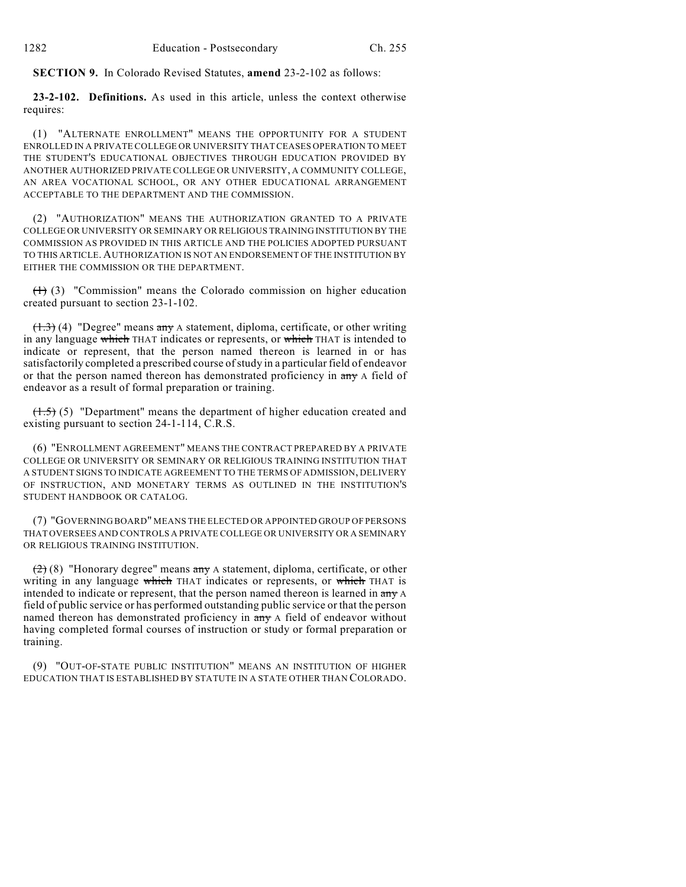**SECTION 9.** In Colorado Revised Statutes, **amend** 23-2-102 as follows:

**23-2-102. Definitions.** As used in this article, unless the context otherwise requires:

(1) "ALTERNATE ENROLLMENT" MEANS THE OPPORTUNITY FOR A STUDENT ENROLLED IN A PRIVATE COLLEGE OR UNIVERSITY THAT CEASES OPERATION TO MEET THE STUDENT'S EDUCATIONAL OBJECTIVES THROUGH EDUCATION PROVIDED BY ANOTHER AUTHORIZED PRIVATE COLLEGE OR UNIVERSITY, A COMMUNITY COLLEGE, AN AREA VOCATIONAL SCHOOL, OR ANY OTHER EDUCATIONAL ARRANGEMENT ACCEPTABLE TO THE DEPARTMENT AND THE COMMISSION.

(2) "AUTHORIZATION" MEANS THE AUTHORIZATION GRANTED TO A PRIVATE COLLEGE OR UNIVERSITY OR SEMINARY OR RELIGIOUS TRAINING INSTITUTION BY THE COMMISSION AS PROVIDED IN THIS ARTICLE AND THE POLICIES ADOPTED PURSUANT TO THIS ARTICLE. AUTHORIZATION IS NOT AN ENDORSEMENT OF THE INSTITUTION BY EITHER THE COMMISSION OR THE DEPARTMENT.

~~(1)~~ (3) "Commission" means the Colorado commission on higher education created pursuant to section 23-1-102.

~~(1.3)~~ (4) "Degree" means ~~any~~ A statement, diploma, certificate, or other writing in any language ~~which~~ THAT indicates or represents, or ~~which~~ THAT is intended to indicate or represent, that the person named thereon is learned in or has satisfactorily completed a prescribed course of study in a particular field of endeavor or that the person named thereon has demonstrated proficiency in ~~any~~ A field of endeavor as a result of formal preparation or training.

~~(1.5)~~ (5) "Department" means the department of higher education created and existing pursuant to section 24-1-114, C.R.S.

(6) "ENROLLMENT AGREEMENT" MEANS THE CONTRACT PREPARED BY A PRIVATE COLLEGE OR UNIVERSITY OR SEMINARY OR RELIGIOUS TRAINING INSTITUTION THAT A STUDENT SIGNS TO INDICATE AGREEMENT TO THE TERMS OF ADMISSION, DELIVERY OF INSTRUCTION, AND MONETARY TERMS AS OUTLINED IN THE INSTITUTION'S STUDENT HANDBOOK OR CATALOG.

(7) "GOVERNING BOARD" MEANS THE ELECTED OR APPOINTED GROUP OF PERSONS THAT OVERSEES AND CONTROLS A PRIVATE COLLEGE OR UNIVERSITY OR A SEMINARY OR RELIGIOUS TRAINING INSTITUTION.

~~(2)~~ (8) "Honorary degree" means ~~any~~ A statement, diploma, certificate, or other writing in any language ~~which~~ THAT indicates or represents, or ~~which~~ THAT is intended to indicate or represent, that the person named thereon is learned in ~~any~~ A field of public service or has performed outstanding public service or that the person named thereon has demonstrated proficiency in ~~any~~ A field of endeavor without having completed formal courses of instruction or study or formal preparation or training.

(9) "OUT-OF-STATE PUBLIC INSTITUTION" MEANS AN INSTITUTION OF HIGHER EDUCATION THAT IS ESTABLISHED BY STATUTE IN A STATE OTHER THAN COLORADO.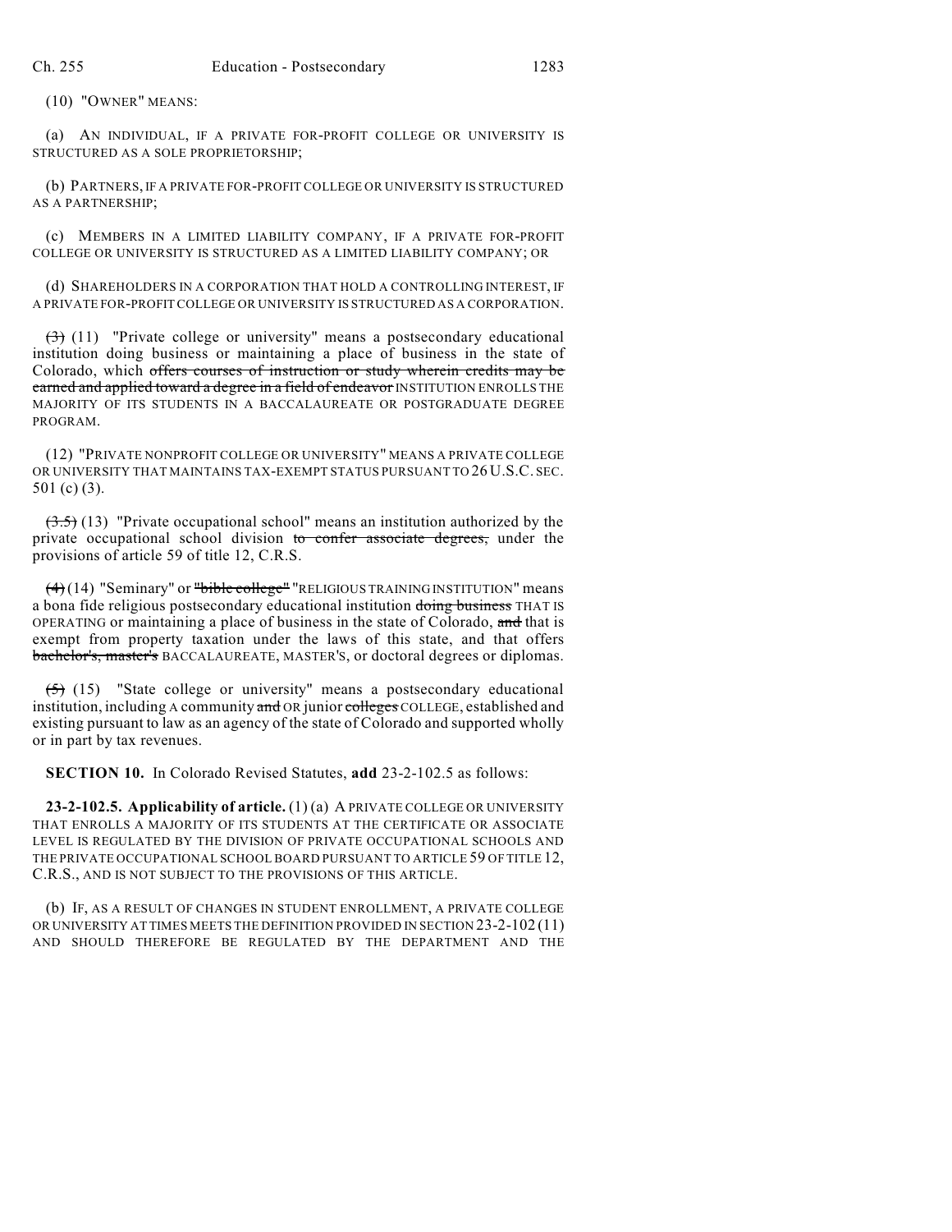(10) "OWNER" MEANS:

(a) AN INDIVIDUAL, IF A PRIVATE FOR-PROFIT COLLEGE OR UNIVERSITY IS STRUCTURED AS A SOLE PROPRIETORSHIP;

(b) PARTNERS, IF A PRIVATE FOR-PROFIT COLLEGE OR UNIVERSITY IS STRUCTURED AS A PARTNERSHIP;

(c) MEMBERS IN A LIMITED LIABILITY COMPANY, IF A PRIVATE FOR-PROFIT COLLEGE OR UNIVERSITY IS STRUCTURED AS A LIMITED LIABILITY COMPANY; OR

(d) SHAREHOLDERS IN A CORPORATION THAT HOLD A CONTROLLING INTEREST, IF A PRIVATE FOR-PROFIT COLLEGE OR UNIVERSITY IS STRUCTURED AS A CORPORATION.

~~(3)~~ (11) "Private college or university" means a postsecondary educational institution doing business or maintaining a place of business in the state of Colorado, which ~~offers courses of instruction or study wherein credits may be earned and applied toward a degree in a field of endeavor~~ INSTITUTION ENROLLS THE MAJORITY OF ITS STUDENTS IN A BACCALAUREATE OR POSTGRADUATE DEGREE PROGRAM.

(12) "PRIVATE NONPROFIT COLLEGE OR UNIVERSITY" MEANS A PRIVATE COLLEGE OR UNIVERSITY THAT MAINTAINS TAX-EXEMPT STATUS PURSUANT TO 26 U.S.C. SEC. 501 (c) (3).

~~(3.5)~~ (13) "Private occupational school" means an institution authorized by the private occupational school division ~~to confer associate degrees,~~ under the provisions of article 59 of title 12, C.R.S.

~~(4)~~ (14) "Seminary" or ~~"bible college"~~ "RELIGIOUS TRAINING INSTITUTION" means a bona fide religious postsecondary educational institution ~~doing business~~ THAT IS OPERATING or maintaining a place of business in the state of Colorado, ~~and~~ that is exempt from property taxation under the laws of this state, and that offers ~~bachelor's, master's~~ BACCALAUREATE, MASTER'S, or doctoral degrees or diplomas.

~~(5)~~ (15) "State college or university" means a postsecondary educational institution, including A community ~~and~~ OR junior ~~colleges~~ COLLEGE, established and existing pursuant to law as an agency of the state of Colorado and supported wholly or in part by tax revenues.

**SECTION 10.** In Colorado Revised Statutes, **add** 23-2-102.5 as follows:

**23-2-102.5. Applicability of article.** (1) (a) A PRIVATE COLLEGE OR UNIVERSITY THAT ENROLLS A MAJORITY OF ITS STUDENTS AT THE CERTIFICATE OR ASSOCIATE LEVEL IS REGULATED BY THE DIVISION OF PRIVATE OCCUPATIONAL SCHOOLS AND THE PRIVATE OCCUPATIONAL SCHOOL BOARD PURSUANT TO ARTICLE 59 OF TITLE 12, C.R.S., AND IS NOT SUBJECT TO THE PROVISIONS OF THIS ARTICLE.

(b) IF, AS A RESULT OF CHANGES IN STUDENT ENROLLMENT, A PRIVATE COLLEGE OR UNIVERSITY AT TIMES MEETS THE DEFINITION PROVIDED IN SECTION 23-2-102 (11) AND SHOULD THEREFORE BE REGULATED BY THE DEPARTMENT AND THE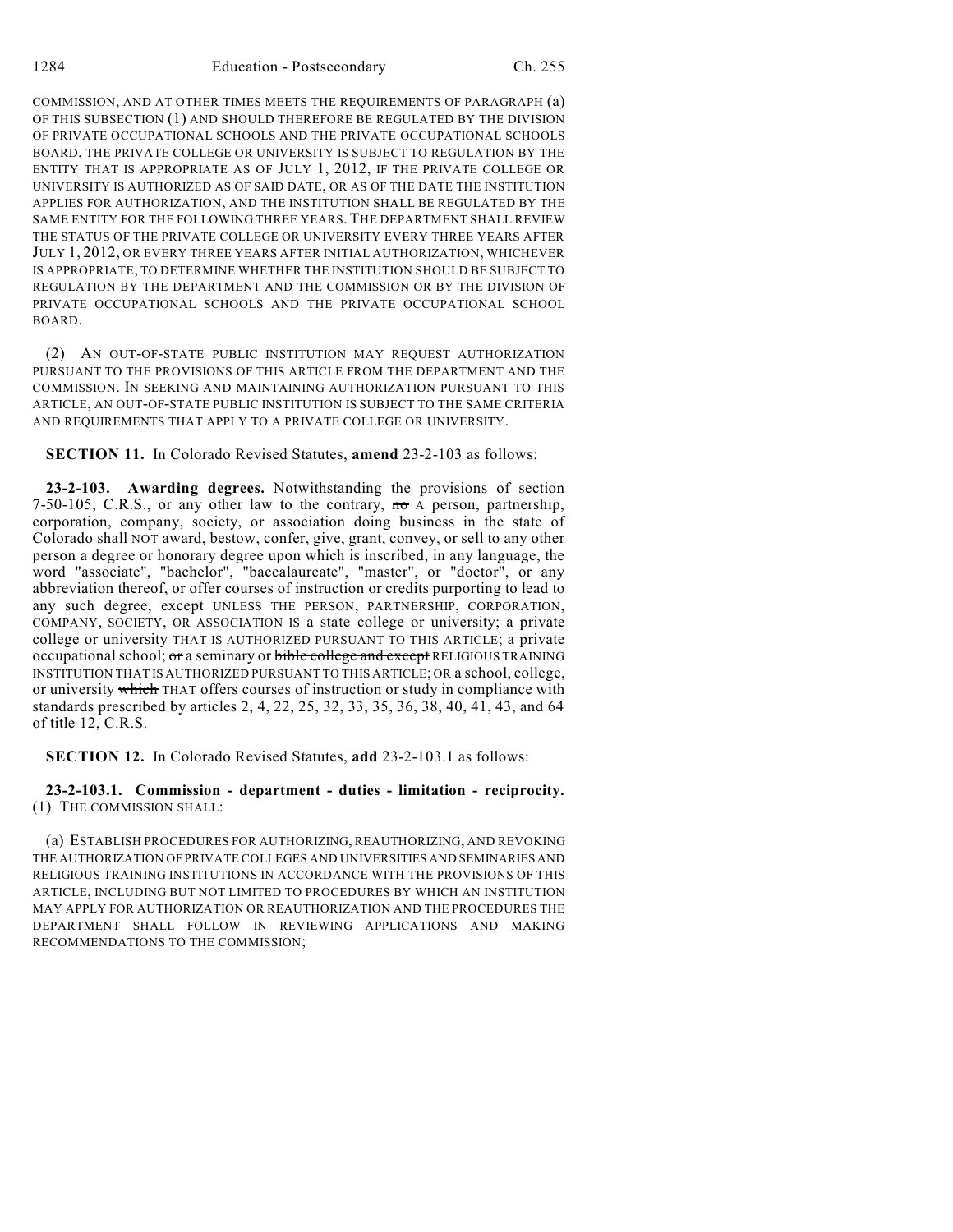COMMISSION, AND AT OTHER TIMES MEETS THE REQUIREMENTS OF PARAGRAPH (a) OF THIS SUBSECTION (1) AND SHOULD THEREFORE BE REGULATED BY THE DIVISION OF PRIVATE OCCUPATIONAL SCHOOLS AND THE PRIVATE OCCUPATIONAL SCHOOLS BOARD, THE PRIVATE COLLEGE OR UNIVERSITY IS SUBJECT TO REGULATION BY THE ENTITY THAT IS APPROPRIATE AS OF JULY 1, 2012, IF THE PRIVATE COLLEGE OR UNIVERSITY IS AUTHORIZED AS OF SAID DATE, OR AS OF THE DATE THE INSTITUTION APPLIES FOR AUTHORIZATION, AND THE INSTITUTION SHALL BE REGULATED BY THE SAME ENTITY FOR THE FOLLOWING THREE YEARS. THE DEPARTMENT SHALL REVIEW THE STATUS OF THE PRIVATE COLLEGE OR UNIVERSITY EVERY THREE YEARS AFTER JULY 1, 2012, OR EVERY THREE YEARS AFTER INITIAL AUTHORIZATION, WHICHEVER IS APPROPRIATE, TO DETERMINE WHETHER THE INSTITUTION SHOULD BE SUBJECT TO REGULATION BY THE DEPARTMENT AND THE COMMISSION OR BY THE DIVISION OF PRIVATE OCCUPATIONAL SCHOOLS AND THE PRIVATE OCCUPATIONAL SCHOOL BOARD.

(2) AN OUT-OF-STATE PUBLIC INSTITUTION MAY REQUEST AUTHORIZATION PURSUANT TO THE PROVISIONS OF THIS ARTICLE FROM THE DEPARTMENT AND THE COMMISSION. IN SEEKING AND MAINTAINING AUTHORIZATION PURSUANT TO THIS ARTICLE, AN OUT-OF-STATE PUBLIC INSTITUTION IS SUBJECT TO THE SAME CRITERIA AND REQUIREMENTS THAT APPLY TO A PRIVATE COLLEGE OR UNIVERSITY.

**SECTION 11.** In Colorado Revised Statutes, **amend** 23-2-103 as follows:

**23-2-103. Awarding degrees.** Notwithstanding the provisions of section 7-50-105, C.R.S., or any other law to the contrary, ~~no~~ A person, partnership, corporation, company, society, or association doing business in the state of Colorado shall NOT award, bestow, confer, give, grant, convey, or sell to any other person a degree or honorary degree upon which is inscribed, in any language, the word "associate", "bachelor", "baccalaureate", "master", or "doctor", or any abbreviation thereof, or offer courses of instruction or credits purporting to lead to any such degree, ~~except~~ UNLESS THE PERSON, PARTNERSHIP, CORPORATION, COMPANY, SOCIETY, OR ASSOCIATION IS a state college or university; a private college or university THAT IS AUTHORIZED PURSUANT TO THIS ARTICLE; a private occupational school; ~~or~~ a seminary or ~~bible college and except~~ RELIGIOUS TRAINING INSTITUTION THAT IS AUTHORIZED PURSUANT TO THIS ARTICLE; OR a school, college, or university ~~which~~ THAT offers courses of instruction or study in compliance with standards prescribed by articles 2, ~~4,~~ 22, 25, 32, 33, 35, 36, 38, 40, 41, 43, and 64 of title 12, C.R.S.

**SECTION 12.** In Colorado Revised Statutes, **add** 23-2-103.1 as follows:

**23-2-103.1. Commission - department - duties - limitation - reciprocity.** (1) THE COMMISSION SHALL:

(a) ESTABLISH PROCEDURES FOR AUTHORIZING, REAUTHORIZING, AND REVOKING THE AUTHORIZATION OF PRIVATE COLLEGES AND UNIVERSITIES AND SEMINARIES AND RELIGIOUS TRAINING INSTITUTIONS IN ACCORDANCE WITH THE PROVISIONS OF THIS ARTICLE, INCLUDING BUT NOT LIMITED TO PROCEDURES BY WHICH AN INSTITUTION MAY APPLY FOR AUTHORIZATION OR REAUTHORIZATION AND THE PROCEDURES THE DEPARTMENT SHALL FOLLOW IN REVIEWING APPLICATIONS AND MAKING RECOMMENDATIONS TO THE COMMISSION;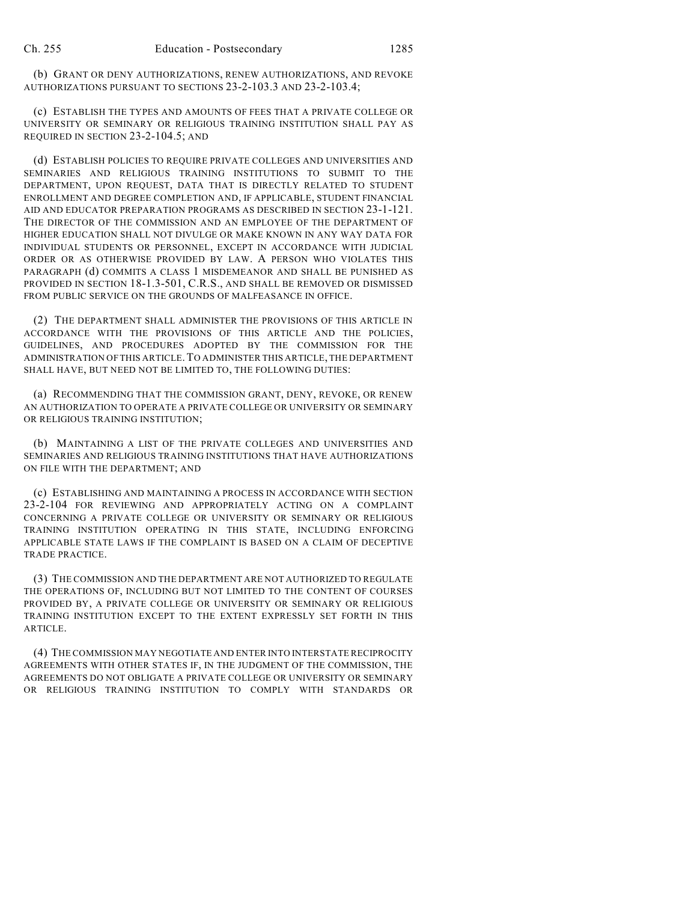(b) GRANT OR DENY AUTHORIZATIONS, RENEW AUTHORIZATIONS, AND REVOKE AUTHORIZATIONS PURSUANT TO SECTIONS 23-2-103.3 AND 23-2-103.4;

(c) ESTABLISH THE TYPES AND AMOUNTS OF FEES THAT A PRIVATE COLLEGE OR UNIVERSITY OR SEMINARY OR RELIGIOUS TRAINING INSTITUTION SHALL PAY AS REQUIRED IN SECTION 23-2-104.5; AND

(d) ESTABLISH POLICIES TO REQUIRE PRIVATE COLLEGES AND UNIVERSITIES AND SEMINARIES AND RELIGIOUS TRAINING INSTITUTIONS TO SUBMIT TO THE DEPARTMENT, UPON REQUEST, DATA THAT IS DIRECTLY RELATED TO STUDENT ENROLLMENT AND DEGREE COMPLETION AND, IF APPLICABLE, STUDENT FINANCIAL AID AND EDUCATOR PREPARATION PROGRAMS AS DESCRIBED IN SECTION 23-1-121. THE DIRECTOR OF THE COMMISSION AND AN EMPLOYEE OF THE DEPARTMENT OF HIGHER EDUCATION SHALL NOT DIVULGE OR MAKE KNOWN IN ANY WAY DATA FOR INDIVIDUAL STUDENTS OR PERSONNEL, EXCEPT IN ACCORDANCE WITH JUDICIAL ORDER OR AS OTHERWISE PROVIDED BY LAW. A PERSON WHO VIOLATES THIS PARAGRAPH (d) COMMITS A CLASS 1 MISDEMEANOR AND SHALL BE PUNISHED AS PROVIDED IN SECTION 18-1.3-501, C.R.S., AND SHALL BE REMOVED OR DISMISSED FROM PUBLIC SERVICE ON THE GROUNDS OF MALFEASANCE IN OFFICE.

(2) THE DEPARTMENT SHALL ADMINISTER THE PROVISIONS OF THIS ARTICLE IN ACCORDANCE WITH THE PROVISIONS OF THIS ARTICLE AND THE POLICIES, GUIDELINES, AND PROCEDURES ADOPTED BY THE COMMISSION FOR THE ADMINISTRATION OF THIS ARTICLE. TO ADMINISTER THIS ARTICLE, THE DEPARTMENT SHALL HAVE, BUT NEED NOT BE LIMITED TO, THE FOLLOWING DUTIES:

(a) RECOMMENDING THAT THE COMMISSION GRANT, DENY, REVOKE, OR RENEW AN AUTHORIZATION TO OPERATE A PRIVATE COLLEGE OR UNIVERSITY OR SEMINARY OR RELIGIOUS TRAINING INSTITUTION;

(b) MAINTAINING A LIST OF THE PRIVATE COLLEGES AND UNIVERSITIES AND SEMINARIES AND RELIGIOUS TRAINING INSTITUTIONS THAT HAVE AUTHORIZATIONS ON FILE WITH THE DEPARTMENT; AND

(c) ESTABLISHING AND MAINTAINING A PROCESS IN ACCORDANCE WITH SECTION 23-2-104 FOR REVIEWING AND APPROPRIATELY ACTING ON A COMPLAINT CONCERNING A PRIVATE COLLEGE OR UNIVERSITY OR SEMINARY OR RELIGIOUS TRAINING INSTITUTION OPERATING IN THIS STATE, INCLUDING ENFORCING APPLICABLE STATE LAWS IF THE COMPLAINT IS BASED ON A CLAIM OF DECEPTIVE TRADE PRACTICE.

(3) THE COMMISSION AND THE DEPARTMENT ARE NOT AUTHORIZED TO REGULATE THE OPERATIONS OF, INCLUDING BUT NOT LIMITED TO THE CONTENT OF COURSES PROVIDED BY, A PRIVATE COLLEGE OR UNIVERSITY OR SEMINARY OR RELIGIOUS TRAINING INSTITUTION EXCEPT TO THE EXTENT EXPRESSLY SET FORTH IN THIS ARTICLE.

(4) THE COMMISSION MAY NEGOTIATE AND ENTER INTO INTERSTATE RECIPROCITY AGREEMENTS WITH OTHER STATES IF, IN THE JUDGMENT OF THE COMMISSION, THE AGREEMENTS DO NOT OBLIGATE A PRIVATE COLLEGE OR UNIVERSITY OR SEMINARY OR RELIGIOUS TRAINING INSTITUTION TO COMPLY WITH STANDARDS OR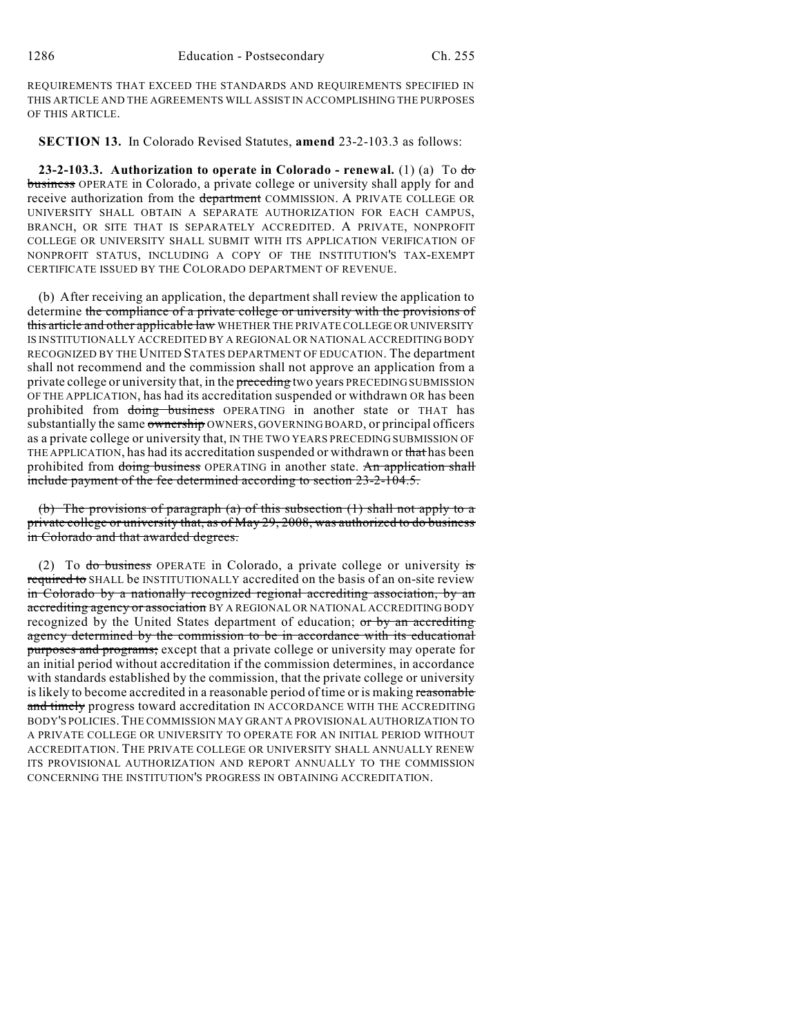REQUIREMENTS THAT EXCEED THE STANDARDS AND REQUIREMENTS SPECIFIED IN THIS ARTICLE AND THE AGREEMENTS WILL ASSIST IN ACCOMPLISHING THE PURPOSES OF THIS ARTICLE.

**SECTION 13.** In Colorado Revised Statutes, **amend** 23-2-103.3 as follows:

**23-2-103.3. Authorization to operate in Colorado - renewal.** (1) (a) To ~~do business~~ OPERATE in Colorado, a private college or university shall apply for and receive authorization from the ~~department~~ COMMISSION. A PRIVATE COLLEGE OR UNIVERSITY SHALL OBTAIN A SEPARATE AUTHORIZATION FOR EACH CAMPUS, BRANCH, OR SITE THAT IS SEPARATELY ACCREDITED. A PRIVATE, NONPROFIT COLLEGE OR UNIVERSITY SHALL SUBMIT WITH ITS APPLICATION VERIFICATION OF NONPROFIT STATUS, INCLUDING A COPY OF THE INSTITUTION'S TAX-EXEMPT CERTIFICATE ISSUED BY THE COLORADO DEPARTMENT OF REVENUE.

(b) After receiving an application, the department shall review the application to determine ~~the compliance of a private college or university with the provisions of this article and other applicable law~~ WHETHER THE PRIVATE COLLEGE OR UNIVERSITY IS INSTITUTIONALLY ACCREDITED BY A REGIONAL OR NATIONAL ACCREDITING BODY RECOGNIZED BY THE UNITED STATES DEPARTMENT OF EDUCATION. The department shall not recommend and the commission shall not approve an application from a private college or university that, in the ~~preceding~~ two years PRECEDING SUBMISSION OF THE APPLICATION, has had its accreditation suspended or withdrawn OR has been prohibited from ~~doing business~~ OPERATING in another state or THAT has substantially the same ~~ownership~~ OWNERS, GOVERNING BOARD, or principal officers as a private college or university that, IN THE TWO YEARS PRECEDING SUBMISSION OF THE APPLICATION, has had its accreditation suspended or withdrawn or ~~that~~ has been prohibited from ~~doing business~~ OPERATING in another state. ~~An application shall include payment of the fee determined according to section 23-2-104.5.~~

~~(b) The provisions of paragraph (a) of this subsection (1) shall not apply to a private college or university that, as of May 29, 2008, was authorized to do business in Colorado and that awarded degrees.~~

(2) To ~~do business~~ OPERATE in Colorado, a private college or university ~~is required to~~ SHALL be INSTITUTIONALLY accredited on the basis of an on-site review ~~in Colorado by a nationally recognized regional accrediting association, by an accrediting agency or association~~ BY A REGIONAL OR NATIONAL ACCREDITING BODY recognized by the United States department of education; ~~or by an accrediting agency determined by the commission to be in accordance with its educational purposes and programs;~~ except that a private college or university may operate for an initial period without accreditation if the commission determines, in accordance with standards established by the commission, that the private college or university is likely to become accredited in a reasonable period of time or is making ~~reasonable and timely~~ progress toward accreditation IN ACCORDANCE WITH THE ACCREDITING BODY'S POLICIES. THE COMMISSION MAY GRANT A PROVISIONAL AUTHORIZATION TO A PRIVATE COLLEGE OR UNIVERSITY TO OPERATE FOR AN INITIAL PERIOD WITHOUT ACCREDITATION. THE PRIVATE COLLEGE OR UNIVERSITY SHALL ANNUALLY RENEW ITS PROVISIONAL AUTHORIZATION AND REPORT ANNUALLY TO THE COMMISSION CONCERNING THE INSTITUTION'S PROGRESS IN OBTAINING ACCREDITATION.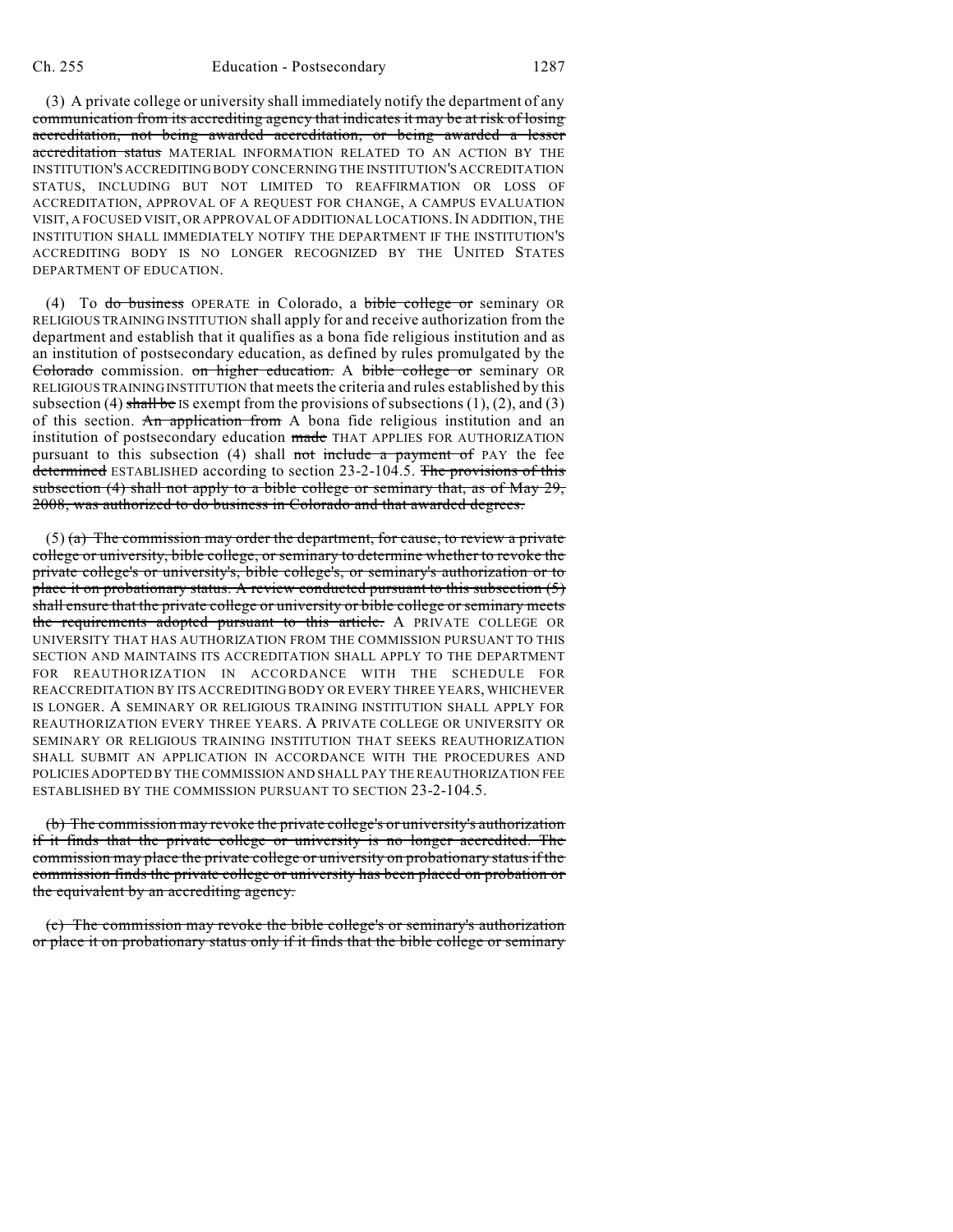(3) A private college or university shall immediately notify the department of any ~~communication from its accrediting agency that indicates it may be at risk of losing accreditation, not being awarded accreditation, or being awarded a lesser accreditation status~~ MATERIAL INFORMATION RELATED TO AN ACTION BY THE INSTITUTION'S ACCREDITING BODY CONCERNING THE INSTITUTION'S ACCREDITATION STATUS, INCLUDING BUT NOT LIMITED TO REAFFIRMATION OR LOSS OF ACCREDITATION, APPROVAL OF A REQUEST FOR CHANGE, A CAMPUS EVALUATION VISIT, A FOCUSED VISIT, OR APPROVAL OF ADDITIONAL LOCATIONS. IN ADDITION, THE INSTITUTION SHALL IMMEDIATELY NOTIFY THE DEPARTMENT IF THE INSTITUTION'S ACCREDITING BODY IS NO LONGER RECOGNIZED BY THE UNITED STATES DEPARTMENT OF EDUCATION.

(4) To ~~do business~~ OPERATE in Colorado, a ~~bible college or~~ seminary OR RELIGIOUS TRAINING INSTITUTION shall apply for and receive authorization from the department and establish that it qualifies as a bona fide religious institution and as an institution of postsecondary education, as defined by rules promulgated by the ~~Colorado~~ commission. ~~on higher education.~~ A ~~bible college or~~ seminary OR RELIGIOUS TRAINING INSTITUTION that meets the criteria and rules established by this subsection (4) ~~shall be~~ IS exempt from the provisions of subsections (1), (2), and (3) of this section. ~~An application from~~ A bona fide religious institution and an institution of postsecondary education ~~made~~ THAT APPLIES FOR AUTHORIZATION pursuant to this subsection (4) shall ~~not include a payment of~~ PAY the fee ~~determined~~ ESTABLISHED according to section 23-2-104.5. ~~The provisions of this subsection (4) shall not apply to a bible college or seminary that, as of May 29, 2008, was authorized to do business in Colorado and that awarded degrees.~~

(5) ~~(a) The commission may order the department, for cause, to review a private college or university, bible college, or seminary to determine whether to revoke the private college's or university's, bible college's, or seminary's authorization or to place it on probationary status. A review conducted pursuant to this subsection (5) shall ensure that the private college or university or bible college or seminary meets the requirements adopted pursuant to this article.~~ A PRIVATE COLLEGE OR UNIVERSITY THAT HAS AUTHORIZATION FROM THE COMMISSION PURSUANT TO THIS SECTION AND MAINTAINS ITS ACCREDITATION SHALL APPLY TO THE DEPARTMENT FOR REAUTHORIZATION IN ACCORDANCE WITH THE SCHEDULE FOR REACCREDITATION BY ITS ACCREDITING BODY OR EVERY THREE YEARS, WHICHEVER IS LONGER. A SEMINARY OR RELIGIOUS TRAINING INSTITUTION SHALL APPLY FOR REAUTHORIZATION EVERY THREE YEARS. A PRIVATE COLLEGE OR UNIVERSITY OR SEMINARY OR RELIGIOUS TRAINING INSTITUTION THAT SEEKS REAUTHORIZATION SHALL SUBMIT AN APPLICATION IN ACCORDANCE WITH THE PROCEDURES AND POLICIES ADOPTED BY THE COMMISSION AND SHALL PAY THE REAUTHORIZATION FEE ESTABLISHED BY THE COMMISSION PURSUANT TO SECTION 23-2-104.5.

~~(b) The commission may revoke the private college's or university's authorization if it finds that the private college or university is no longer accredited. The commission may place the private college or university on probationary status if the commission finds the private college or university has been placed on probation or the equivalent by an accrediting agency.~~

~~(c) The commission may revoke the bible college's or seminary's authorization or place it on probationary status only if it finds that the bible college or seminary~~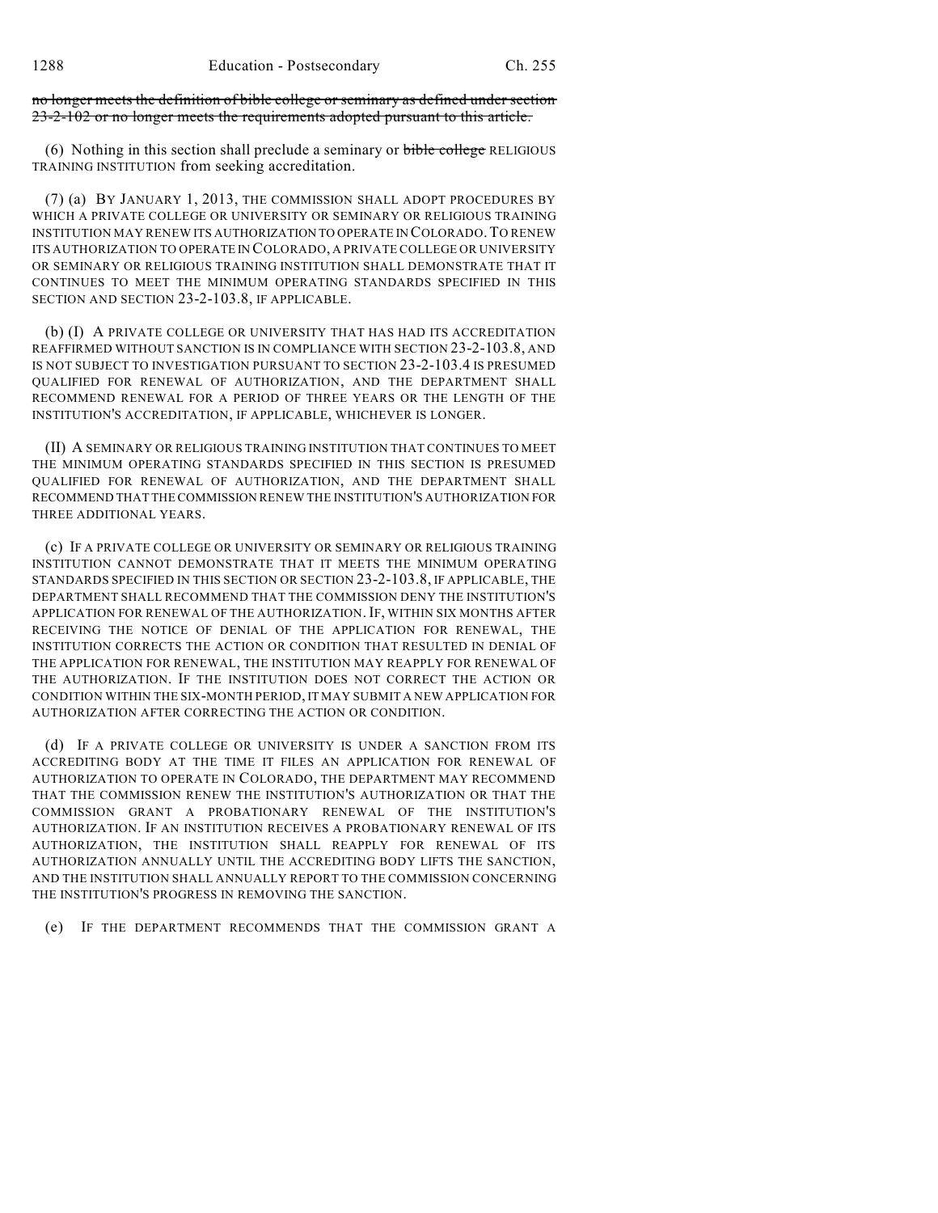~~no longer meets the definition of bible college or seminary as defined under section 23-2-102 or no longer meets the requirements adopted pursuant to this article.~~

(6) Nothing in this section shall preclude a seminary or ~~bible college~~ RELIGIOUS TRAINING INSTITUTION from seeking accreditation.

(7) (a) BY JANUARY 1, 2013, THE COMMISSION SHALL ADOPT PROCEDURES BY WHICH A PRIVATE COLLEGE OR UNIVERSITY OR SEMINARY OR RELIGIOUS TRAINING INSTITUTION MAY RENEW ITS AUTHORIZATION TO OPERATE IN COLORADO. TO RENEW ITS AUTHORIZATION TO OPERATE IN COLORADO, A PRIVATE COLLEGE OR UNIVERSITY OR SEMINARY OR RELIGIOUS TRAINING INSTITUTION SHALL DEMONSTRATE THAT IT CONTINUES TO MEET THE MINIMUM OPERATING STANDARDS SPECIFIED IN THIS SECTION AND SECTION 23-2-103.8, IF APPLICABLE.

(b) (I) A PRIVATE COLLEGE OR UNIVERSITY THAT HAS HAD ITS ACCREDITATION REAFFIRMED WITHOUT SANCTION IS IN COMPLIANCE WITH SECTION 23-2-103.8, AND IS NOT SUBJECT TO INVESTIGATION PURSUANT TO SECTION 23-2-103.4 IS PRESUMED QUALIFIED FOR RENEWAL OF AUTHORIZATION, AND THE DEPARTMENT SHALL RECOMMEND RENEWAL FOR A PERIOD OF THREE YEARS OR THE LENGTH OF THE INSTITUTION'S ACCREDITATION, IF APPLICABLE, WHICHEVER IS LONGER.

(II) A SEMINARY OR RELIGIOUS TRAINING INSTITUTION THAT CONTINUES TO MEET THE MINIMUM OPERATING STANDARDS SPECIFIED IN THIS SECTION IS PRESUMED QUALIFIED FOR RENEWAL OF AUTHORIZATION, AND THE DEPARTMENT SHALL RECOMMEND THAT THE COMMISSION RENEW THE INSTITUTION'S AUTHORIZATION FOR THREE ADDITIONAL YEARS.

(c) IF A PRIVATE COLLEGE OR UNIVERSITY OR SEMINARY OR RELIGIOUS TRAINING INSTITUTION CANNOT DEMONSTRATE THAT IT MEETS THE MINIMUM OPERATING STANDARDS SPECIFIED IN THIS SECTION OR SECTION 23-2-103.8, IF APPLICABLE, THE DEPARTMENT SHALL RECOMMEND THAT THE COMMISSION DENY THE INSTITUTION'S APPLICATION FOR RENEWAL OF THE AUTHORIZATION. IF, WITHIN SIX MONTHS AFTER RECEIVING THE NOTICE OF DENIAL OF THE APPLICATION FOR RENEWAL, THE INSTITUTION CORRECTS THE ACTION OR CONDITION THAT RESULTED IN DENIAL OF THE APPLICATION FOR RENEWAL, THE INSTITUTION MAY REAPPLY FOR RENEWAL OF THE AUTHORIZATION. IF THE INSTITUTION DOES NOT CORRECT THE ACTION OR CONDITION WITHIN THE SIX-MONTH PERIOD, IT MAY SUBMIT A NEW APPLICATION FOR AUTHORIZATION AFTER CORRECTING THE ACTION OR CONDITION.

(d) IF A PRIVATE COLLEGE OR UNIVERSITY IS UNDER A SANCTION FROM ITS ACCREDITING BODY AT THE TIME IT FILES AN APPLICATION FOR RENEWAL OF AUTHORIZATION TO OPERATE IN COLORADO, THE DEPARTMENT MAY RECOMMEND THAT THE COMMISSION RENEW THE INSTITUTION'S AUTHORIZATION OR THAT THE COMMISSION GRANT A PROBATIONARY RENEWAL OF THE INSTITUTION'S AUTHORIZATION. IF AN INSTITUTION RECEIVES A PROBATIONARY RENEWAL OF ITS AUTHORIZATION, THE INSTITUTION SHALL REAPPLY FOR RENEWAL OF ITS AUTHORIZATION ANNUALLY UNTIL THE ACCREDITING BODY LIFTS THE SANCTION, AND THE INSTITUTION SHALL ANNUALLY REPORT TO THE COMMISSION CONCERNING THE INSTITUTION'S PROGRESS IN REMOVING THE SANCTION.

(e) IF THE DEPARTMENT RECOMMENDS THAT THE COMMISSION GRANT A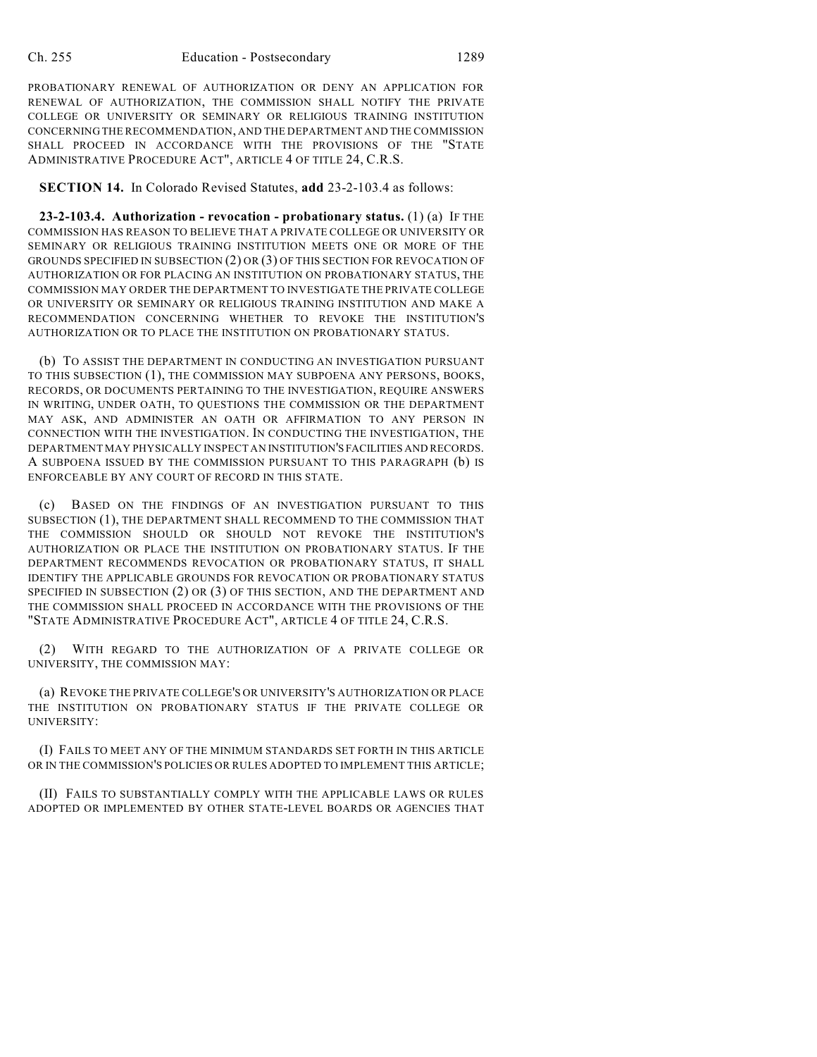PROBATIONARY RENEWAL OF AUTHORIZATION OR DENY AN APPLICATION FOR RENEWAL OF AUTHORIZATION, THE COMMISSION SHALL NOTIFY THE PRIVATE COLLEGE OR UNIVERSITY OR SEMINARY OR RELIGIOUS TRAINING INSTITUTION CONCERNING THE RECOMMENDATION, AND THE DEPARTMENT AND THE COMMISSION SHALL PROCEED IN ACCORDANCE WITH THE PROVISIONS OF THE "STATE ADMINISTRATIVE PROCEDURE ACT", ARTICLE 4 OF TITLE 24, C.R.S.

**SECTION 14.** In Colorado Revised Statutes, **add** 23-2-103.4 as follows:

**23-2-103.4. Authorization - revocation - probationary status.** (1) (a) IF THE COMMISSION HAS REASON TO BELIEVE THAT A PRIVATE COLLEGE OR UNIVERSITY OR SEMINARY OR RELIGIOUS TRAINING INSTITUTION MEETS ONE OR MORE OF THE GROUNDS SPECIFIED IN SUBSECTION (2) OR (3) OF THIS SECTION FOR REVOCATION OF AUTHORIZATION OR FOR PLACING AN INSTITUTION ON PROBATIONARY STATUS, THE COMMISSION MAY ORDER THE DEPARTMENT TO INVESTIGATE THE PRIVATE COLLEGE OR UNIVERSITY OR SEMINARY OR RELIGIOUS TRAINING INSTITUTION AND MAKE A RECOMMENDATION CONCERNING WHETHER TO REVOKE THE INSTITUTION'S AUTHORIZATION OR TO PLACE THE INSTITUTION ON PROBATIONARY STATUS.

(b) TO ASSIST THE DEPARTMENT IN CONDUCTING AN INVESTIGATION PURSUANT TO THIS SUBSECTION (1), THE COMMISSION MAY SUBPOENA ANY PERSONS, BOOKS, RECORDS, OR DOCUMENTS PERTAINING TO THE INVESTIGATION, REQUIRE ANSWERS IN WRITING, UNDER OATH, TO QUESTIONS THE COMMISSION OR THE DEPARTMENT MAY ASK, AND ADMINISTER AN OATH OR AFFIRMATION TO ANY PERSON IN CONNECTION WITH THE INVESTIGATION. IN CONDUCTING THE INVESTIGATION, THE DEPARTMENT MAY PHYSICALLY INSPECT AN INSTITUTION'S FACILITIES AND RECORDS. A SUBPOENA ISSUED BY THE COMMISSION PURSUANT TO THIS PARAGRAPH (b) IS ENFORCEABLE BY ANY COURT OF RECORD IN THIS STATE.

(c) BASED ON THE FINDINGS OF AN INVESTIGATION PURSUANT TO THIS SUBSECTION (1), THE DEPARTMENT SHALL RECOMMEND TO THE COMMISSION THAT THE COMMISSION SHOULD OR SHOULD NOT REVOKE THE INSTITUTION'S AUTHORIZATION OR PLACE THE INSTITUTION ON PROBATIONARY STATUS. IF THE DEPARTMENT RECOMMENDS REVOCATION OR PROBATIONARY STATUS, IT SHALL IDENTIFY THE APPLICABLE GROUNDS FOR REVOCATION OR PROBATIONARY STATUS SPECIFIED IN SUBSECTION (2) OR (3) OF THIS SECTION, AND THE DEPARTMENT AND THE COMMISSION SHALL PROCEED IN ACCORDANCE WITH THE PROVISIONS OF THE "STATE ADMINISTRATIVE PROCEDURE ACT", ARTICLE 4 OF TITLE 24, C.R.S.

(2) WITH REGARD TO THE AUTHORIZATION OF A PRIVATE COLLEGE OR UNIVERSITY, THE COMMISSION MAY:

(a) REVOKE THE PRIVATE COLLEGE'S OR UNIVERSITY'S AUTHORIZATION OR PLACE THE INSTITUTION ON PROBATIONARY STATUS IF THE PRIVATE COLLEGE OR UNIVERSITY:

(I) FAILS TO MEET ANY OF THE MINIMUM STANDARDS SET FORTH IN THIS ARTICLE OR IN THE COMMISSION'S POLICIES OR RULES ADOPTED TO IMPLEMENT THIS ARTICLE;

(II) FAILS TO SUBSTANTIALLY COMPLY WITH THE APPLICABLE LAWS OR RULES ADOPTED OR IMPLEMENTED BY OTHER STATE-LEVEL BOARDS OR AGENCIES THAT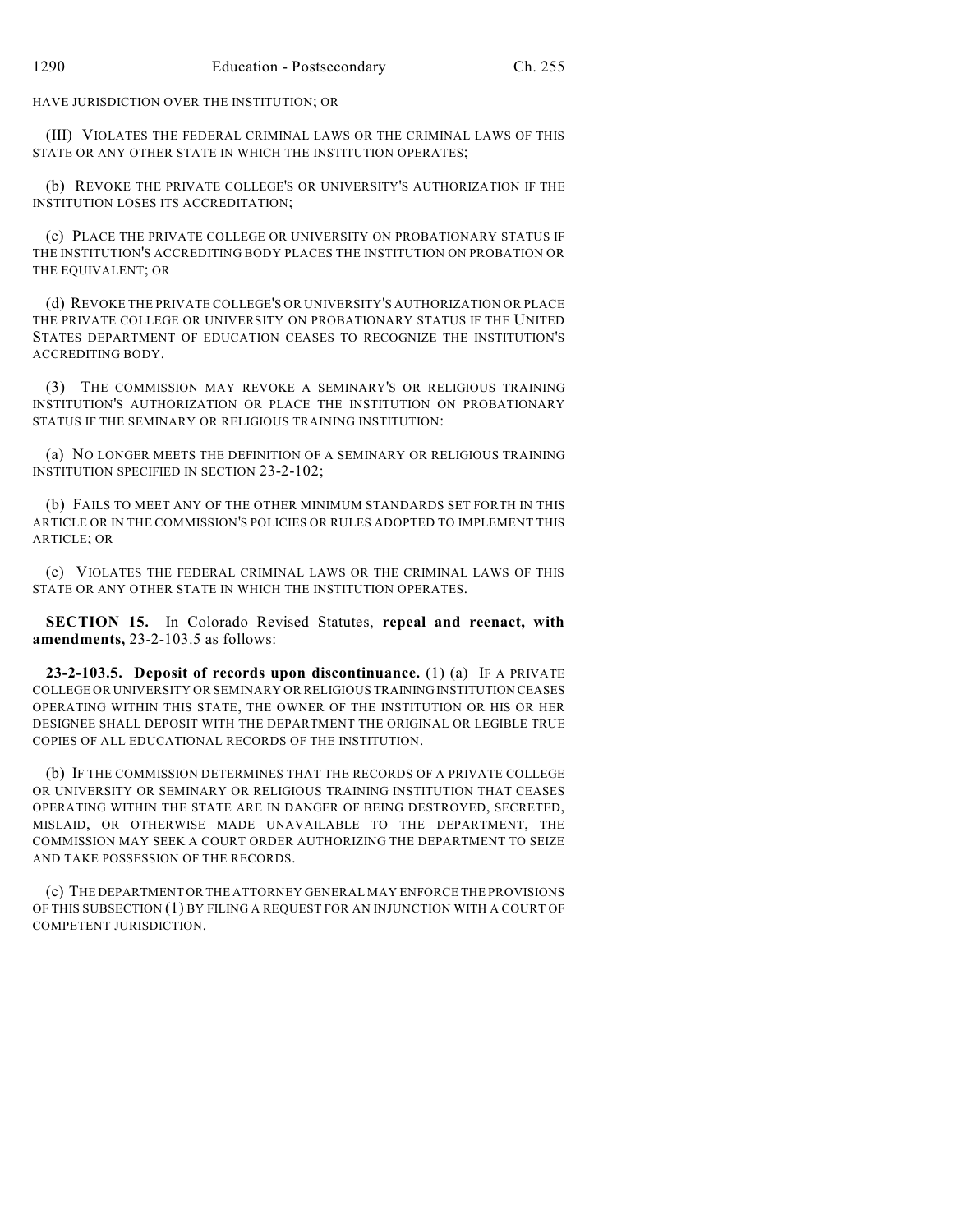HAVE JURISDICTION OVER THE INSTITUTION; OR

(III) VIOLATES THE FEDERAL CRIMINAL LAWS OR THE CRIMINAL LAWS OF THIS STATE OR ANY OTHER STATE IN WHICH THE INSTITUTION OPERATES;

(b) REVOKE THE PRIVATE COLLEGE'S OR UNIVERSITY'S AUTHORIZATION IF THE INSTITUTION LOSES ITS ACCREDITATION;

(c) PLACE THE PRIVATE COLLEGE OR UNIVERSITY ON PROBATIONARY STATUS IF THE INSTITUTION'S ACCREDITING BODY PLACES THE INSTITUTION ON PROBATION OR THE EQUIVALENT; OR

(d) REVOKE THE PRIVATE COLLEGE'S OR UNIVERSITY'S AUTHORIZATION OR PLACE THE PRIVATE COLLEGE OR UNIVERSITY ON PROBATIONARY STATUS IF THE UNITED STATES DEPARTMENT OF EDUCATION CEASES TO RECOGNIZE THE INSTITUTION'S ACCREDITING BODY.

(3) THE COMMISSION MAY REVOKE A SEMINARY'S OR RELIGIOUS TRAINING INSTITUTION'S AUTHORIZATION OR PLACE THE INSTITUTION ON PROBATIONARY STATUS IF THE SEMINARY OR RELIGIOUS TRAINING INSTITUTION:

(a) NO LONGER MEETS THE DEFINITION OF A SEMINARY OR RELIGIOUS TRAINING INSTITUTION SPECIFIED IN SECTION 23-2-102;

(b) FAILS TO MEET ANY OF THE OTHER MINIMUM STANDARDS SET FORTH IN THIS ARTICLE OR IN THE COMMISSION'S POLICIES OR RULES ADOPTED TO IMPLEMENT THIS ARTICLE; OR

(c) VIOLATES THE FEDERAL CRIMINAL LAWS OR THE CRIMINAL LAWS OF THIS STATE OR ANY OTHER STATE IN WHICH THE INSTITUTION OPERATES.

**SECTION 15.** In Colorado Revised Statutes, **repeal and reenact, with amendments,** 23-2-103.5 as follows:

**23-2-103.5. Deposit of records upon discontinuance.** (1) (a) IF A PRIVATE COLLEGE OR UNIVERSITY OR SEMINARY OR RELIGIOUS TRAINING INSTITUTION CEASES OPERATING WITHIN THIS STATE, THE OWNER OF THE INSTITUTION OR HIS OR HER DESIGNEE SHALL DEPOSIT WITH THE DEPARTMENT THE ORIGINAL OR LEGIBLE TRUE COPIES OF ALL EDUCATIONAL RECORDS OF THE INSTITUTION.

(b) IF THE COMMISSION DETERMINES THAT THE RECORDS OF A PRIVATE COLLEGE OR UNIVERSITY OR SEMINARY OR RELIGIOUS TRAINING INSTITUTION THAT CEASES OPERATING WITHIN THE STATE ARE IN DANGER OF BEING DESTROYED, SECRETED, MISLAID, OR OTHERWISE MADE UNAVAILABLE TO THE DEPARTMENT, THE COMMISSION MAY SEEK A COURT ORDER AUTHORIZING THE DEPARTMENT TO SEIZE AND TAKE POSSESSION OF THE RECORDS.

(c) THE DEPARTMENT OR THE ATTORNEY GENERAL MAY ENFORCE THE PROVISIONS OF THIS SUBSECTION (1) BY FILING A REQUEST FOR AN INJUNCTION WITH A COURT OF COMPETENT JURISDICTION.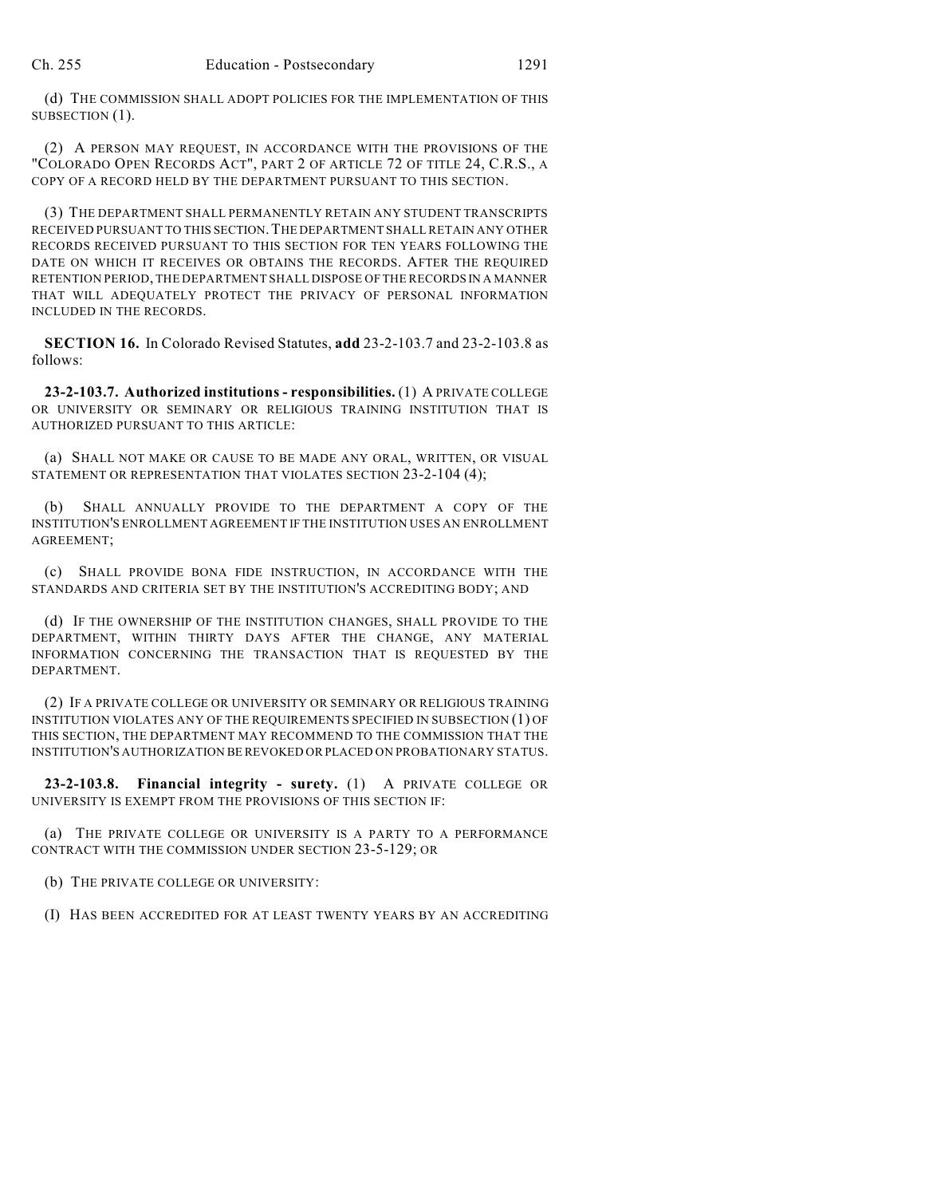(d) THE COMMISSION SHALL ADOPT POLICIES FOR THE IMPLEMENTATION OF THIS SUBSECTION (1).

(2) A PERSON MAY REQUEST, IN ACCORDANCE WITH THE PROVISIONS OF THE "COLORADO OPEN RECORDS ACT", PART 2 OF ARTICLE 72 OF TITLE 24, C.R.S., A COPY OF A RECORD HELD BY THE DEPARTMENT PURSUANT TO THIS SECTION.

(3) THE DEPARTMENT SHALL PERMANENTLY RETAIN ANY STUDENT TRANSCRIPTS RECEIVED PURSUANT TO THIS SECTION. THE DEPARTMENT SHALL RETAIN ANY OTHER RECORDS RECEIVED PURSUANT TO THIS SECTION FOR TEN YEARS FOLLOWING THE DATE ON WHICH IT RECEIVES OR OBTAINS THE RECORDS. AFTER THE REQUIRED RETENTION PERIOD, THE DEPARTMENT SHALL DISPOSE OF THE RECORDS IN A MANNER THAT WILL ADEQUATELY PROTECT THE PRIVACY OF PERSONAL INFORMATION INCLUDED IN THE RECORDS.

**SECTION 16.** In Colorado Revised Statutes, **add** 23-2-103.7 and 23-2-103.8 as follows:

**23-2-103.7. Authorized institutions - responsibilities.** (1) A PRIVATE COLLEGE OR UNIVERSITY OR SEMINARY OR RELIGIOUS TRAINING INSTITUTION THAT IS AUTHORIZED PURSUANT TO THIS ARTICLE:

(a) SHALL NOT MAKE OR CAUSE TO BE MADE ANY ORAL, WRITTEN, OR VISUAL STATEMENT OR REPRESENTATION THAT VIOLATES SECTION 23-2-104 (4);

(b) SHALL ANNUALLY PROVIDE TO THE DEPARTMENT A COPY OF THE INSTITUTION'S ENROLLMENT AGREEMENT IF THE INSTITUTION USES AN ENROLLMENT AGREEMENT;

(c) SHALL PROVIDE BONA FIDE INSTRUCTION, IN ACCORDANCE WITH THE STANDARDS AND CRITERIA SET BY THE INSTITUTION'S ACCREDITING BODY; AND

(d) IF THE OWNERSHIP OF THE INSTITUTION CHANGES, SHALL PROVIDE TO THE DEPARTMENT, WITHIN THIRTY DAYS AFTER THE CHANGE, ANY MATERIAL INFORMATION CONCERNING THE TRANSACTION THAT IS REQUESTED BY THE DEPARTMENT.

(2) IF A PRIVATE COLLEGE OR UNIVERSITY OR SEMINARY OR RELIGIOUS TRAINING INSTITUTION VIOLATES ANY OF THE REQUIREMENTS SPECIFIED IN SUBSECTION (1) OF THIS SECTION, THE DEPARTMENT MAY RECOMMEND TO THE COMMISSION THAT THE INSTITUTION'S AUTHORIZATION BE REVOKED OR PLACED ON PROBATIONARY STATUS.

**23-2-103.8. Financial integrity - surety.** (1) A PRIVATE COLLEGE OR UNIVERSITY IS EXEMPT FROM THE PROVISIONS OF THIS SECTION IF:

(a) THE PRIVATE COLLEGE OR UNIVERSITY IS A PARTY TO A PERFORMANCE CONTRACT WITH THE COMMISSION UNDER SECTION 23-5-129; OR

(b) THE PRIVATE COLLEGE OR UNIVERSITY:

(I) HAS BEEN ACCREDITED FOR AT LEAST TWENTY YEARS BY AN ACCREDITING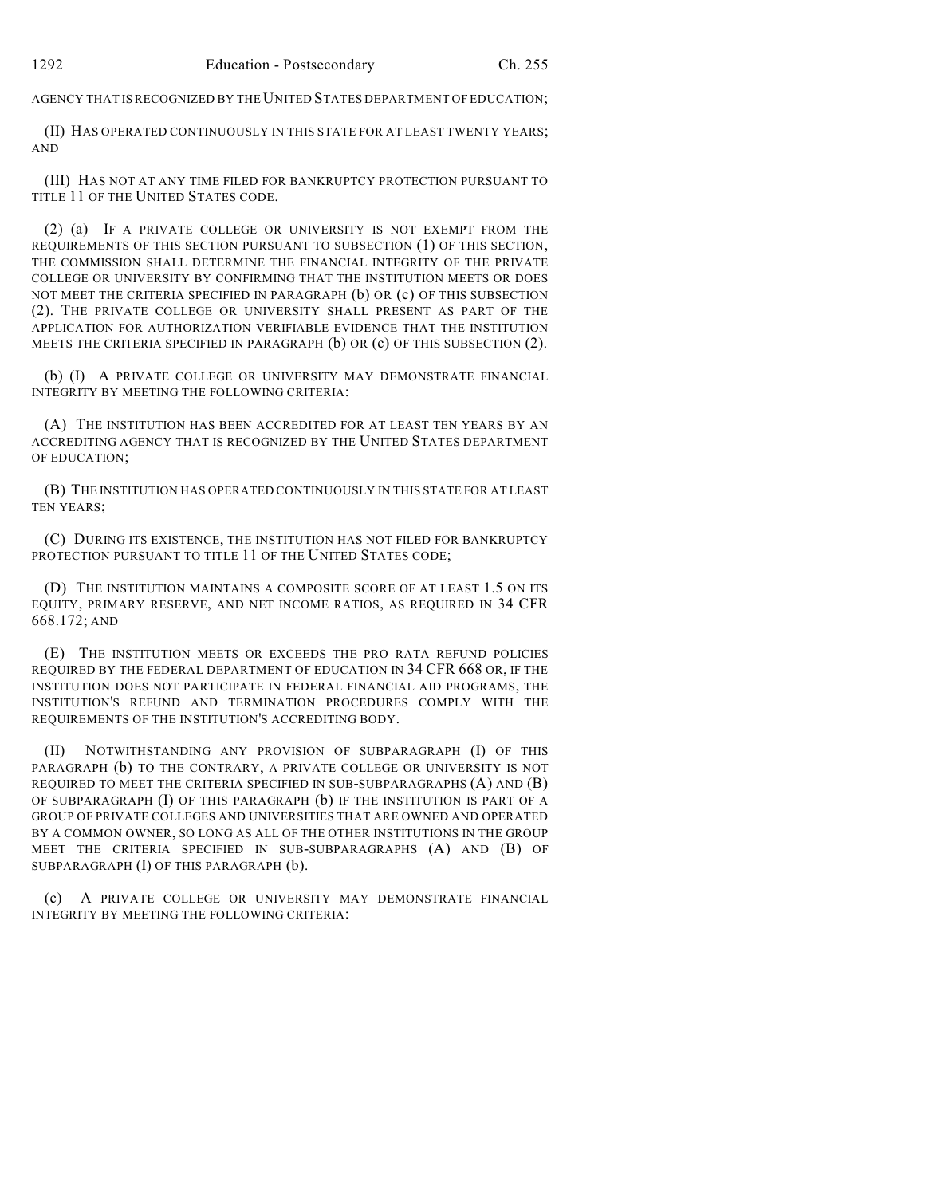AGENCY THAT IS RECOGNIZED BY THE UNITED STATES DEPARTMENT OF EDUCATION;

(II) HAS OPERATED CONTINUOUSLY IN THIS STATE FOR AT LEAST TWENTY YEARS; AND

(III) HAS NOT AT ANY TIME FILED FOR BANKRUPTCY PROTECTION PURSUANT TO TITLE 11 OF THE UNITED STATES CODE.

(2) (a) IF A PRIVATE COLLEGE OR UNIVERSITY IS NOT EXEMPT FROM THE REQUIREMENTS OF THIS SECTION PURSUANT TO SUBSECTION (1) OF THIS SECTION, THE COMMISSION SHALL DETERMINE THE FINANCIAL INTEGRITY OF THE PRIVATE COLLEGE OR UNIVERSITY BY CONFIRMING THAT THE INSTITUTION MEETS OR DOES NOT MEET THE CRITERIA SPECIFIED IN PARAGRAPH (b) OR (c) OF THIS SUBSECTION (2). THE PRIVATE COLLEGE OR UNIVERSITY SHALL PRESENT AS PART OF THE APPLICATION FOR AUTHORIZATION VERIFIABLE EVIDENCE THAT THE INSTITUTION MEETS THE CRITERIA SPECIFIED IN PARAGRAPH (b) OR (c) OF THIS SUBSECTION (2).

(b) (I) A PRIVATE COLLEGE OR UNIVERSITY MAY DEMONSTRATE FINANCIAL INTEGRITY BY MEETING THE FOLLOWING CRITERIA:

(A) THE INSTITUTION HAS BEEN ACCREDITED FOR AT LEAST TEN YEARS BY AN ACCREDITING AGENCY THAT IS RECOGNIZED BY THE UNITED STATES DEPARTMENT OF EDUCATION;

(B) THE INSTITUTION HAS OPERATED CONTINUOUSLY IN THIS STATE FOR AT LEAST TEN YEARS;

(C) DURING ITS EXISTENCE, THE INSTITUTION HAS NOT FILED FOR BANKRUPTCY PROTECTION PURSUANT TO TITLE 11 OF THE UNITED STATES CODE;

(D) THE INSTITUTION MAINTAINS A COMPOSITE SCORE OF AT LEAST 1.5 ON ITS EQUITY, PRIMARY RESERVE, AND NET INCOME RATIOS, AS REQUIRED IN 34 CFR 668.172; AND

(E) THE INSTITUTION MEETS OR EXCEEDS THE PRO RATA REFUND POLICIES REQUIRED BY THE FEDERAL DEPARTMENT OF EDUCATION IN 34 CFR 668 OR, IF THE INSTITUTION DOES NOT PARTICIPATE IN FEDERAL FINANCIAL AID PROGRAMS, THE INSTITUTION'S REFUND AND TERMINATION PROCEDURES COMPLY WITH THE REQUIREMENTS OF THE INSTITUTION'S ACCREDITING BODY.

(II) NOTWITHSTANDING ANY PROVISION OF SUBPARAGRAPH (I) OF THIS PARAGRAPH (b) TO THE CONTRARY, A PRIVATE COLLEGE OR UNIVERSITY IS NOT REQUIRED TO MEET THE CRITERIA SPECIFIED IN SUB-SUBPARAGRAPHS (A) AND (B) OF SUBPARAGRAPH (I) OF THIS PARAGRAPH (b) IF THE INSTITUTION IS PART OF A GROUP OF PRIVATE COLLEGES AND UNIVERSITIES THAT ARE OWNED AND OPERATED BY A COMMON OWNER, SO LONG AS ALL OF THE OTHER INSTITUTIONS IN THE GROUP MEET THE CRITERIA SPECIFIED IN SUB-SUBPARAGRAPHS (A) AND (B) OF SUBPARAGRAPH (I) OF THIS PARAGRAPH (b).

(c) A PRIVATE COLLEGE OR UNIVERSITY MAY DEMONSTRATE FINANCIAL INTEGRITY BY MEETING THE FOLLOWING CRITERIA: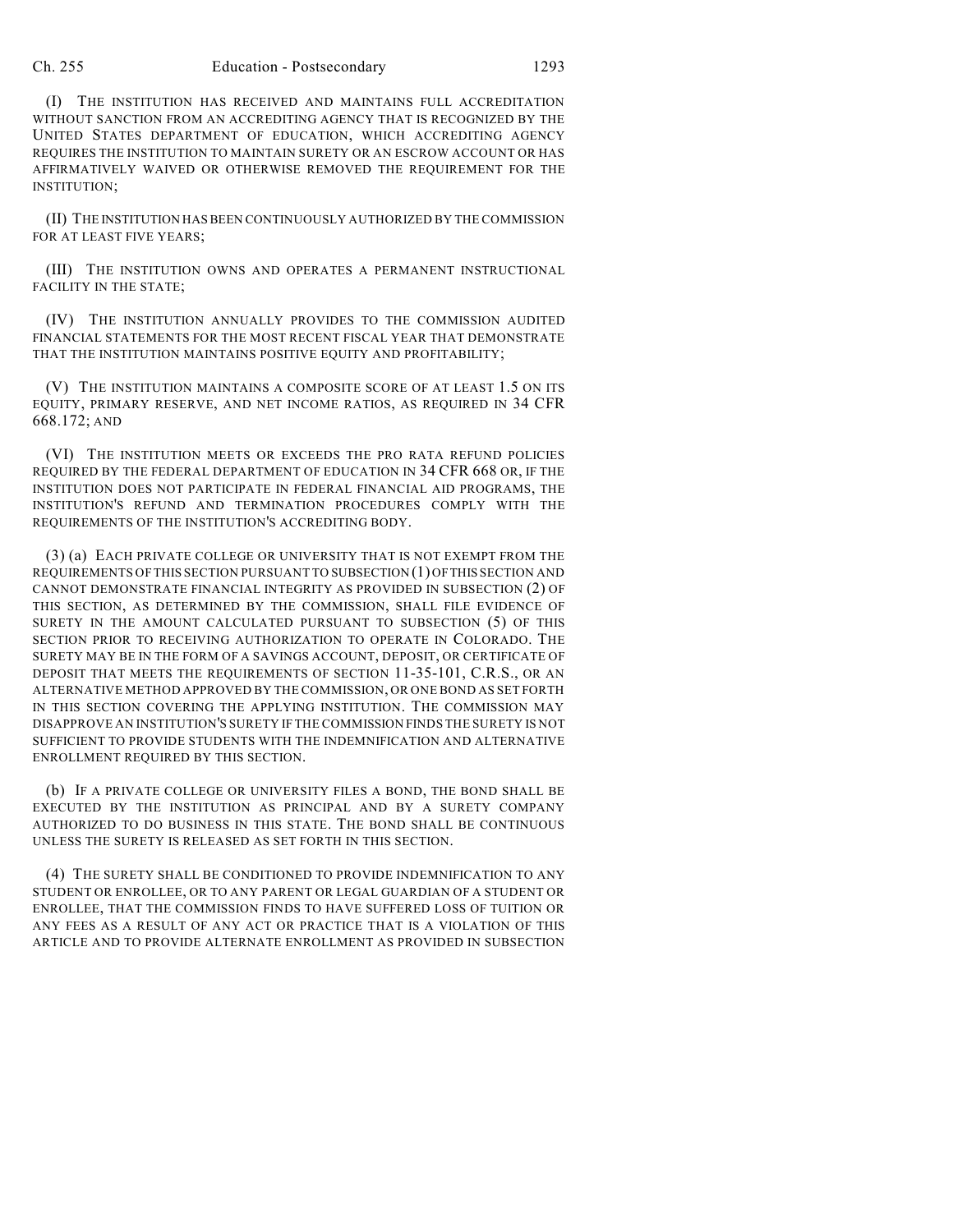(I) THE INSTITUTION HAS RECEIVED AND MAINTAINS FULL ACCREDITATION WITHOUT SANCTION FROM AN ACCREDITING AGENCY THAT IS RECOGNIZED BY THE UNITED STATES DEPARTMENT OF EDUCATION, WHICH ACCREDITING AGENCY REQUIRES THE INSTITUTION TO MAINTAIN SURETY OR AN ESCROW ACCOUNT OR HAS AFFIRMATIVELY WAIVED OR OTHERWISE REMOVED THE REQUIREMENT FOR THE INSTITUTION;

(II) THE INSTITUTION HAS BEEN CONTINUOUSLY AUTHORIZED BY THE COMMISSION FOR AT LEAST FIVE YEARS;

(III) THE INSTITUTION OWNS AND OPERATES A PERMANENT INSTRUCTIONAL FACILITY IN THE STATE;

(IV) THE INSTITUTION ANNUALLY PROVIDES TO THE COMMISSION AUDITED FINANCIAL STATEMENTS FOR THE MOST RECENT FISCAL YEAR THAT DEMONSTRATE THAT THE INSTITUTION MAINTAINS POSITIVE EQUITY AND PROFITABILITY;

(V) THE INSTITUTION MAINTAINS A COMPOSITE SCORE OF AT LEAST 1.5 ON ITS EQUITY, PRIMARY RESERVE, AND NET INCOME RATIOS, AS REQUIRED IN 34 CFR 668.172; AND

(VI) THE INSTITUTION MEETS OR EXCEEDS THE PRO RATA REFUND POLICIES REQUIRED BY THE FEDERAL DEPARTMENT OF EDUCATION IN 34 CFR 668 OR, IF THE INSTITUTION DOES NOT PARTICIPATE IN FEDERAL FINANCIAL AID PROGRAMS, THE INSTITUTION'S REFUND AND TERMINATION PROCEDURES COMPLY WITH THE REQUIREMENTS OF THE INSTITUTION'S ACCREDITING BODY.

(3) (a) EACH PRIVATE COLLEGE OR UNIVERSITY THAT IS NOT EXEMPT FROM THE REQUIREMENTS OF THIS SECTION PURSUANT TO SUBSECTION (1) OF THIS SECTION AND CANNOT DEMONSTRATE FINANCIAL INTEGRITY AS PROVIDED IN SUBSECTION (2) OF THIS SECTION, AS DETERMINED BY THE COMMISSION, SHALL FILE EVIDENCE OF SURETY IN THE AMOUNT CALCULATED PURSUANT TO SUBSECTION (5) OF THIS SECTION PRIOR TO RECEIVING AUTHORIZATION TO OPERATE IN COLORADO. THE SURETY MAY BE IN THE FORM OF A SAVINGS ACCOUNT, DEPOSIT, OR CERTIFICATE OF DEPOSIT THAT MEETS THE REQUIREMENTS OF SECTION 11-35-101, C.R.S., OR AN ALTERNATIVE METHOD APPROVED BY THE COMMISSION, OR ONE BOND AS SET FORTH IN THIS SECTION COVERING THE APPLYING INSTITUTION. THE COMMISSION MAY DISAPPROVE AN INSTITUTION'S SURETY IF THE COMMISSION FINDS THE SURETY IS NOT SUFFICIENT TO PROVIDE STUDENTS WITH THE INDEMNIFICATION AND ALTERNATIVE ENROLLMENT REQUIRED BY THIS SECTION.

(b) IF A PRIVATE COLLEGE OR UNIVERSITY FILES A BOND, THE BOND SHALL BE EXECUTED BY THE INSTITUTION AS PRINCIPAL AND BY A SURETY COMPANY AUTHORIZED TO DO BUSINESS IN THIS STATE. THE BOND SHALL BE CONTINUOUS UNLESS THE SURETY IS RELEASED AS SET FORTH IN THIS SECTION.

(4) THE SURETY SHALL BE CONDITIONED TO PROVIDE INDEMNIFICATION TO ANY STUDENT OR ENROLLEE, OR TO ANY PARENT OR LEGAL GUARDIAN OF A STUDENT OR ENROLLEE, THAT THE COMMISSION FINDS TO HAVE SUFFERED LOSS OF TUITION OR ANY FEES AS A RESULT OF ANY ACT OR PRACTICE THAT IS A VIOLATION OF THIS ARTICLE AND TO PROVIDE ALTERNATE ENROLLMENT AS PROVIDED IN SUBSECTION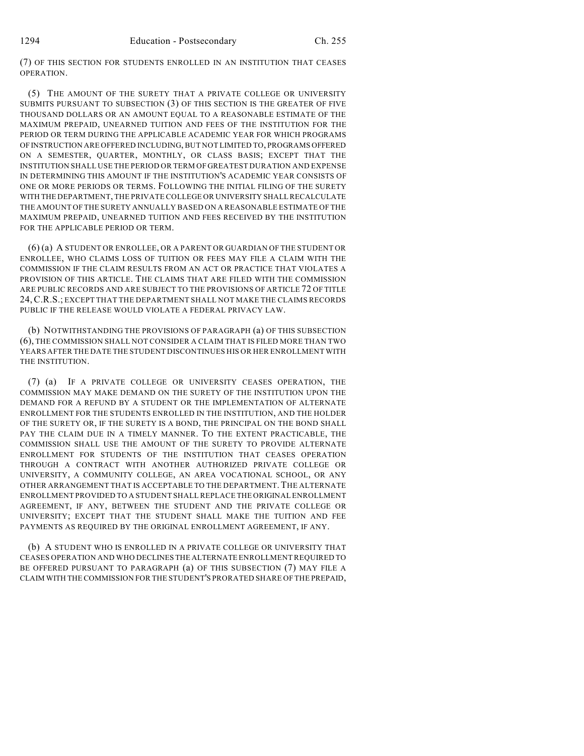(7) OF THIS SECTION FOR STUDENTS ENROLLED IN AN INSTITUTION THAT CEASES OPERATION.

(5) THE AMOUNT OF THE SURETY THAT A PRIVATE COLLEGE OR UNIVERSITY SUBMITS PURSUANT TO SUBSECTION (3) OF THIS SECTION IS THE GREATER OF FIVE THOUSAND DOLLARS OR AN AMOUNT EQUAL TO A REASONABLE ESTIMATE OF THE MAXIMUM PREPAID, UNEARNED TUITION AND FEES OF THE INSTITUTION FOR THE PERIOD OR TERM DURING THE APPLICABLE ACADEMIC YEAR FOR WHICH PROGRAMS OF INSTRUCTION ARE OFFERED INCLUDING, BUT NOT LIMITED TO, PROGRAMS OFFERED ON A SEMESTER, QUARTER, MONTHLY, OR CLASS BASIS; EXCEPT THAT THE INSTITUTION SHALL USE THE PERIOD OR TERM OF GREATEST DURATION AND EXPENSE IN DETERMINING THIS AMOUNT IF THE INSTITUTION'S ACADEMIC YEAR CONSISTS OF ONE OR MORE PERIODS OR TERMS. FOLLOWING THE INITIAL FILING OF THE SURETY WITH THE DEPARTMENT, THE PRIVATE COLLEGE OR UNIVERSITY SHALL RECALCULATE THE AMOUNT OF THE SURETY ANNUALLY BASED ON A REASONABLE ESTIMATE OF THE MAXIMUM PREPAID, UNEARNED TUITION AND FEES RECEIVED BY THE INSTITUTION FOR THE APPLICABLE PERIOD OR TERM.

(6) (a) A STUDENT OR ENROLLEE, OR A PARENT OR GUARDIAN OF THE STUDENT OR ENROLLEE, WHO CLAIMS LOSS OF TUITION OR FEES MAY FILE A CLAIM WITH THE COMMISSION IF THE CLAIM RESULTS FROM AN ACT OR PRACTICE THAT VIOLATES A PROVISION OF THIS ARTICLE. THE CLAIMS THAT ARE FILED WITH THE COMMISSION ARE PUBLIC RECORDS AND ARE SUBJECT TO THE PROVISIONS OF ARTICLE 72 OF TITLE 24, C.R.S.; EXCEPT THAT THE DEPARTMENT SHALL NOT MAKE THE CLAIMS RECORDS PUBLIC IF THE RELEASE WOULD VIOLATE A FEDERAL PRIVACY LAW.

(b) NOTWITHSTANDING THE PROVISIONS OF PARAGRAPH (a) OF THIS SUBSECTION (6), THE COMMISSION SHALL NOT CONSIDER A CLAIM THAT IS FILED MORE THAN TWO YEARS AFTER THE DATE THE STUDENT DISCONTINUES HIS OR HER ENROLLMENT WITH THE INSTITUTION.

(7) (a) IF A PRIVATE COLLEGE OR UNIVERSITY CEASES OPERATION, THE COMMISSION MAY MAKE DEMAND ON THE SURETY OF THE INSTITUTION UPON THE DEMAND FOR A REFUND BY A STUDENT OR THE IMPLEMENTATION OF ALTERNATE ENROLLMENT FOR THE STUDENTS ENROLLED IN THE INSTITUTION, AND THE HOLDER OF THE SURETY OR, IF THE SURETY IS A BOND, THE PRINCIPAL ON THE BOND SHALL PAY THE CLAIM DUE IN A TIMELY MANNER. TO THE EXTENT PRACTICABLE, THE COMMISSION SHALL USE THE AMOUNT OF THE SURETY TO PROVIDE ALTERNATE ENROLLMENT FOR STUDENTS OF THE INSTITUTION THAT CEASES OPERATION THROUGH A CONTRACT WITH ANOTHER AUTHORIZED PRIVATE COLLEGE OR UNIVERSITY, A COMMUNITY COLLEGE, AN AREA VOCATIONAL SCHOOL, OR ANY OTHER ARRANGEMENT THAT IS ACCEPTABLE TO THE DEPARTMENT. THE ALTERNATE ENROLLMENT PROVIDED TO A STUDENT SHALL REPLACE THE ORIGINAL ENROLLMENT AGREEMENT, IF ANY, BETWEEN THE STUDENT AND THE PRIVATE COLLEGE OR UNIVERSITY; EXCEPT THAT THE STUDENT SHALL MAKE THE TUITION AND FEE PAYMENTS AS REQUIRED BY THE ORIGINAL ENROLLMENT AGREEMENT, IF ANY.

(b) A STUDENT WHO IS ENROLLED IN A PRIVATE COLLEGE OR UNIVERSITY THAT CEASES OPERATION AND WHO DECLINES THE ALTERNATE ENROLLMENT REQUIRED TO BE OFFERED PURSUANT TO PARAGRAPH (a) OF THIS SUBSECTION (7) MAY FILE A CLAIM WITH THE COMMISSION FOR THE STUDENT'S PRORATED SHARE OF THE PREPAID,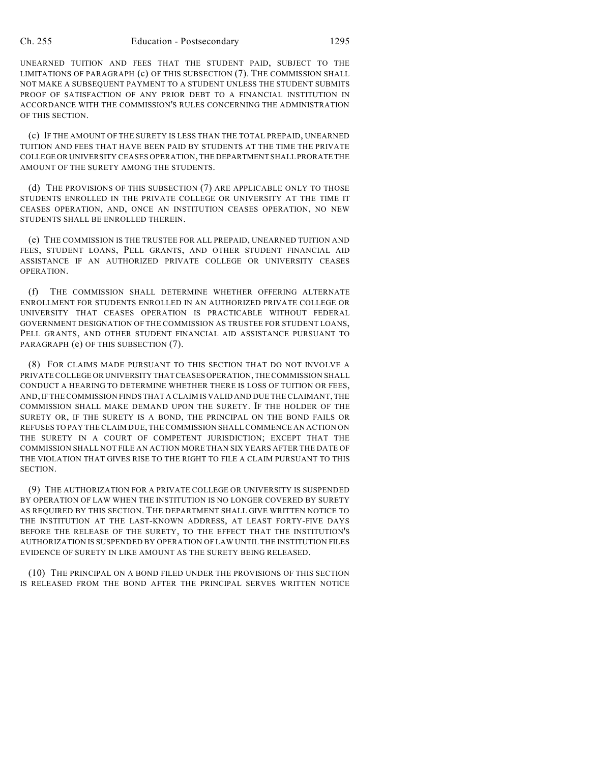UNEARNED TUITION AND FEES THAT THE STUDENT PAID, SUBJECT TO THE LIMITATIONS OF PARAGRAPH (c) OF THIS SUBSECTION (7). THE COMMISSION SHALL NOT MAKE A SUBSEQUENT PAYMENT TO A STUDENT UNLESS THE STUDENT SUBMITS PROOF OF SATISFACTION OF ANY PRIOR DEBT TO A FINANCIAL INSTITUTION IN ACCORDANCE WITH THE COMMISSION'S RULES CONCERNING THE ADMINISTRATION OF THIS SECTION.

(c) IF THE AMOUNT OF THE SURETY IS LESS THAN THE TOTAL PREPAID, UNEARNED TUITION AND FEES THAT HAVE BEEN PAID BY STUDENTS AT THE TIME THE PRIVATE COLLEGE OR UNIVERSITY CEASES OPERATION, THE DEPARTMENT SHALL PRORATE THE AMOUNT OF THE SURETY AMONG THE STUDENTS.

(d) THE PROVISIONS OF THIS SUBSECTION (7) ARE APPLICABLE ONLY TO THOSE STUDENTS ENROLLED IN THE PRIVATE COLLEGE OR UNIVERSITY AT THE TIME IT CEASES OPERATION, AND, ONCE AN INSTITUTION CEASES OPERATION, NO NEW STUDENTS SHALL BE ENROLLED THEREIN.

(e) THE COMMISSION IS THE TRUSTEE FOR ALL PREPAID, UNEARNED TUITION AND FEES, STUDENT LOANS, PELL GRANTS, AND OTHER STUDENT FINANCIAL AID ASSISTANCE IF AN AUTHORIZED PRIVATE COLLEGE OR UNIVERSITY CEASES OPERATION.

(f) THE COMMISSION SHALL DETERMINE WHETHER OFFERING ALTERNATE ENROLLMENT FOR STUDENTS ENROLLED IN AN AUTHORIZED PRIVATE COLLEGE OR UNIVERSITY THAT CEASES OPERATION IS PRACTICABLE WITHOUT FEDERAL GOVERNMENT DESIGNATION OF THE COMMISSION AS TRUSTEE FOR STUDENT LOANS, PELL GRANTS, AND OTHER STUDENT FINANCIAL AID ASSISTANCE PURSUANT TO PARAGRAPH (e) OF THIS SUBSECTION (7).

(8) FOR CLAIMS MADE PURSUANT TO THIS SECTION THAT DO NOT INVOLVE A PRIVATE COLLEGE OR UNIVERSITY THAT CEASES OPERATION, THE COMMISSION SHALL CONDUCT A HEARING TO DETERMINE WHETHER THERE IS LOSS OF TUITION OR FEES, AND, IF THE COMMISSION FINDS THAT A CLAIM IS VALID AND DUE THE CLAIMANT, THE COMMISSION SHALL MAKE DEMAND UPON THE SURETY. IF THE HOLDER OF THE SURETY OR, IF THE SURETY IS A BOND, THE PRINCIPAL ON THE BOND FAILS OR REFUSES TO PAY THE CLAIM DUE, THE COMMISSION SHALL COMMENCE AN ACTION ON THE SURETY IN A COURT OF COMPETENT JURISDICTION; EXCEPT THAT THE COMMISSION SHALL NOT FILE AN ACTION MORE THAN SIX YEARS AFTER THE DATE OF THE VIOLATION THAT GIVES RISE TO THE RIGHT TO FILE A CLAIM PURSUANT TO THIS SECTION.

(9) THE AUTHORIZATION FOR A PRIVATE COLLEGE OR UNIVERSITY IS SUSPENDED BY OPERATION OF LAW WHEN THE INSTITUTION IS NO LONGER COVERED BY SURETY AS REQUIRED BY THIS SECTION. THE DEPARTMENT SHALL GIVE WRITTEN NOTICE TO THE INSTITUTION AT THE LAST-KNOWN ADDRESS, AT LEAST FORTY-FIVE DAYS BEFORE THE RELEASE OF THE SURETY, TO THE EFFECT THAT THE INSTITUTION'S AUTHORIZATION IS SUSPENDED BY OPERATION OF LAW UNTIL THE INSTITUTION FILES EVIDENCE OF SURETY IN LIKE AMOUNT AS THE SURETY BEING RELEASED.

(10) THE PRINCIPAL ON A BOND FILED UNDER THE PROVISIONS OF THIS SECTION IS RELEASED FROM THE BOND AFTER THE PRINCIPAL SERVES WRITTEN NOTICE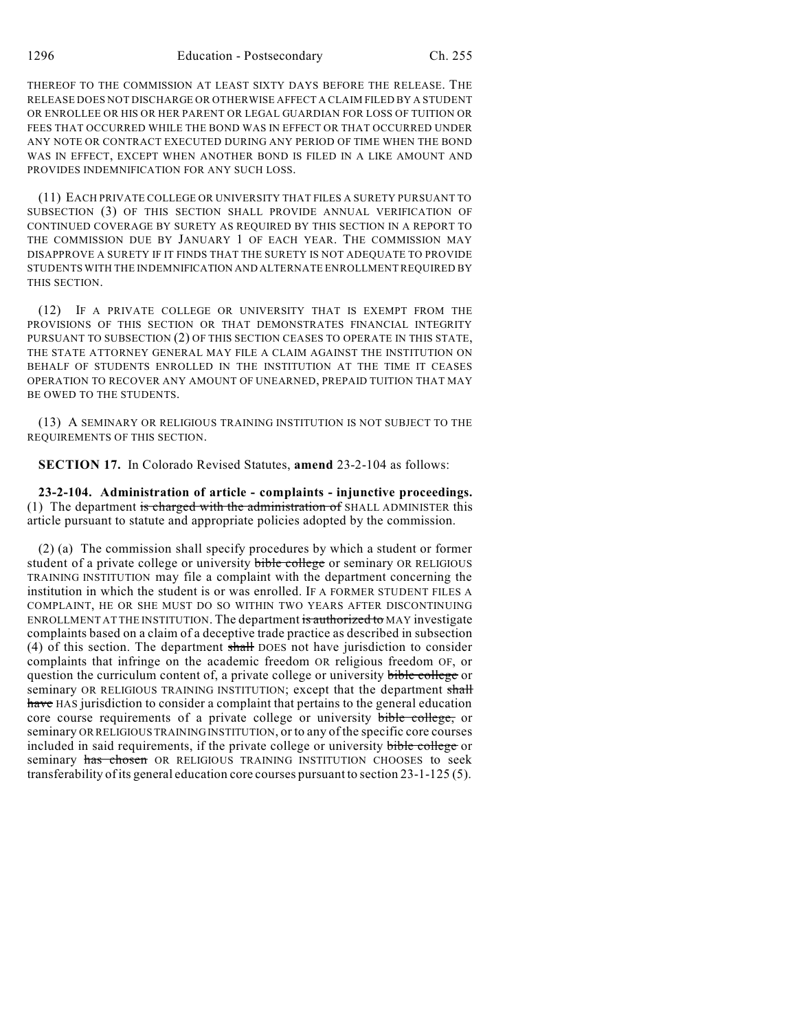THEREOF TO THE COMMISSION AT LEAST SIXTY DAYS BEFORE THE RELEASE. THE RELEASE DOES NOT DISCHARGE OR OTHERWISE AFFECT A CLAIM FILED BY A STUDENT OR ENROLLEE OR HIS OR HER PARENT OR LEGAL GUARDIAN FOR LOSS OF TUITION OR FEES THAT OCCURRED WHILE THE BOND WAS IN EFFECT OR THAT OCCURRED UNDER ANY NOTE OR CONTRACT EXECUTED DURING ANY PERIOD OF TIME WHEN THE BOND WAS IN EFFECT, EXCEPT WHEN ANOTHER BOND IS FILED IN A LIKE AMOUNT AND PROVIDES INDEMNIFICATION FOR ANY SUCH LOSS.

(11) EACH PRIVATE COLLEGE OR UNIVERSITY THAT FILES A SURETY PURSUANT TO SUBSECTION (3) OF THIS SECTION SHALL PROVIDE ANNUAL VERIFICATION OF CONTINUED COVERAGE BY SURETY AS REQUIRED BY THIS SECTION IN A REPORT TO THE COMMISSION DUE BY JANUARY 1 OF EACH YEAR. THE COMMISSION MAY DISAPPROVE A SURETY IF IT FINDS THAT THE SURETY IS NOT ADEQUATE TO PROVIDE STUDENTS WITH THE INDEMNIFICATION AND ALTERNATE ENROLLMENT REQUIRED BY THIS SECTION.

(12) IF A PRIVATE COLLEGE OR UNIVERSITY THAT IS EXEMPT FROM THE PROVISIONS OF THIS SECTION OR THAT DEMONSTRATES FINANCIAL INTEGRITY PURSUANT TO SUBSECTION (2) OF THIS SECTION CEASES TO OPERATE IN THIS STATE, THE STATE ATTORNEY GENERAL MAY FILE A CLAIM AGAINST THE INSTITUTION ON BEHALF OF STUDENTS ENROLLED IN THE INSTITUTION AT THE TIME IT CEASES OPERATION TO RECOVER ANY AMOUNT OF UNEARNED, PREPAID TUITION THAT MAY BE OWED TO THE STUDENTS.

(13) A SEMINARY OR RELIGIOUS TRAINING INSTITUTION IS NOT SUBJECT TO THE REQUIREMENTS OF THIS SECTION.

**SECTION 17.** In Colorado Revised Statutes, **amend** 23-2-104 as follows:

**23-2-104. Administration of article - complaints - injunctive proceedings.** (1) The department ~~is charged with the administration of~~ SHALL ADMINISTER this article pursuant to statute and appropriate policies adopted by the commission.

(2) (a) The commission shall specify procedures by which a student or former student of a private college or university ~~bible college~~ or seminary OR RELIGIOUS TRAINING INSTITUTION may file a complaint with the department concerning the institution in which the student is or was enrolled. IF A FORMER STUDENT FILES A COMPLAINT, HE OR SHE MUST DO SO WITHIN TWO YEARS AFTER DISCONTINUING ENROLLMENT AT THE INSTITUTION. The department ~~is authorized to~~ MAY investigate complaints based on a claim of a deceptive trade practice as described in subsection (4) of this section. The department ~~shall~~ DOES not have jurisdiction to consider complaints that infringe on the academic freedom OR religious freedom OF, or question the curriculum content of, a private college or university ~~bible college~~ or seminary OR RELIGIOUS TRAINING INSTITUTION; except that the department ~~shall have~~ HAS jurisdiction to consider a complaint that pertains to the general education core course requirements of a private college or university ~~bible college,~~ or seminary OR RELIGIOUS TRAINING INSTITUTION, or to any of the specific core courses included in said requirements, if the private college or university ~~bible college~~ or seminary ~~has chosen~~ OR RELIGIOUS TRAINING INSTITUTION CHOOSES to seek transferability of its general education core courses pursuant to section 23-1-125 (5).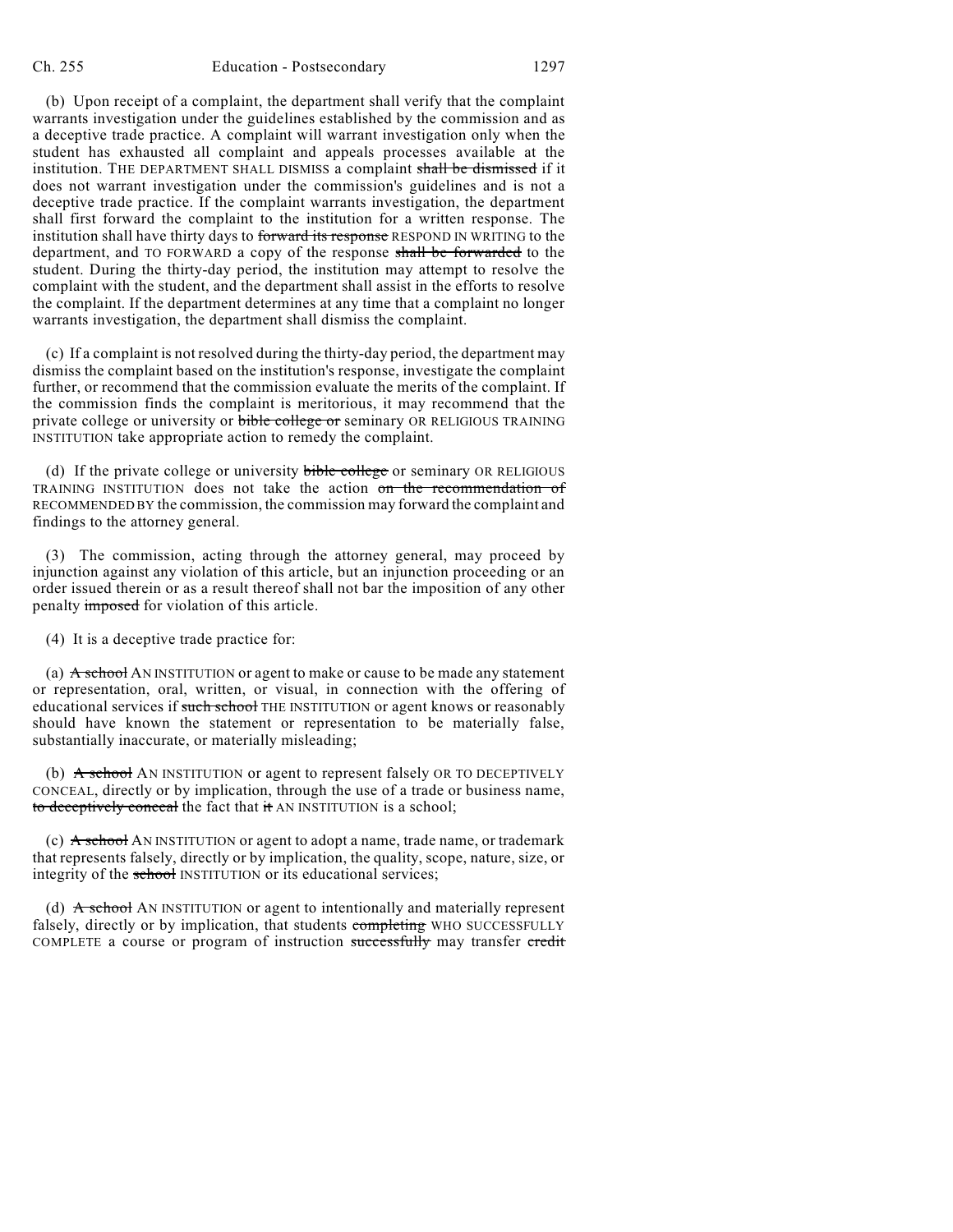(b) Upon receipt of a complaint, the department shall verify that the complaint warrants investigation under the guidelines established by the commission and as a deceptive trade practice. A complaint will warrant investigation only when the student has exhausted all complaint and appeals processes available at the institution. THE DEPARTMENT SHALL DISMISS a complaint ~~shall be dismissed~~ if it does not warrant investigation under the commission's guidelines and is not a deceptive trade practice. If the complaint warrants investigation, the department shall first forward the complaint to the institution for a written response. The institution shall have thirty days to ~~forward its response~~ RESPOND IN WRITING to the department, and TO FORWARD a copy of the response ~~shall be forwarded~~ to the student. During the thirty-day period, the institution may attempt to resolve the complaint with the student, and the department shall assist in the efforts to resolve the complaint. If the department determines at any time that a complaint no longer warrants investigation, the department shall dismiss the complaint.

(c) If a complaint is not resolved during the thirty-day period, the department may dismiss the complaint based on the institution's response, investigate the complaint further, or recommend that the commission evaluate the merits of the complaint. If the commission finds the complaint is meritorious, it may recommend that the private college or university or ~~bible college or~~ seminary OR RELIGIOUS TRAINING INSTITUTION take appropriate action to remedy the complaint.

(d) If the private college or university ~~bible college~~ or seminary OR RELIGIOUS TRAINING INSTITUTION does not take the action ~~on the recommendation of~~ RECOMMENDED BY the commission, the commission may forward the complaint and findings to the attorney general.

(3) The commission, acting through the attorney general, may proceed by injunction against any violation of this article, but an injunction proceeding or an order issued therein or as a result thereof shall not bar the imposition of any other penalty ~~imposed~~ for violation of this article.

(4) It is a deceptive trade practice for:

(a) ~~A school~~ AN INSTITUTION or agent to make or cause to be made any statement or representation, oral, written, or visual, in connection with the offering of educational services if ~~such school~~ THE INSTITUTION or agent knows or reasonably should have known the statement or representation to be materially false, substantially inaccurate, or materially misleading;

(b) ~~A school~~ AN INSTITUTION or agent to represent falsely OR TO DECEPTIVELY CONCEAL, directly or by implication, through the use of a trade or business name, ~~to deceptively conceal~~ the fact that ~~it~~ AN INSTITUTION is a school;

(c) ~~A school~~ AN INSTITUTION or agent to adopt a name, trade name, or trademark that represents falsely, directly or by implication, the quality, scope, nature, size, or integrity of the ~~school~~ INSTITUTION or its educational services;

(d) ~~A school~~ AN INSTITUTION or agent to intentionally and materially represent falsely, directly or by implication, that students ~~completing~~ WHO SUCCESSFULLY COMPLETE a course or program of instruction ~~successfully~~ may transfer ~~credit~~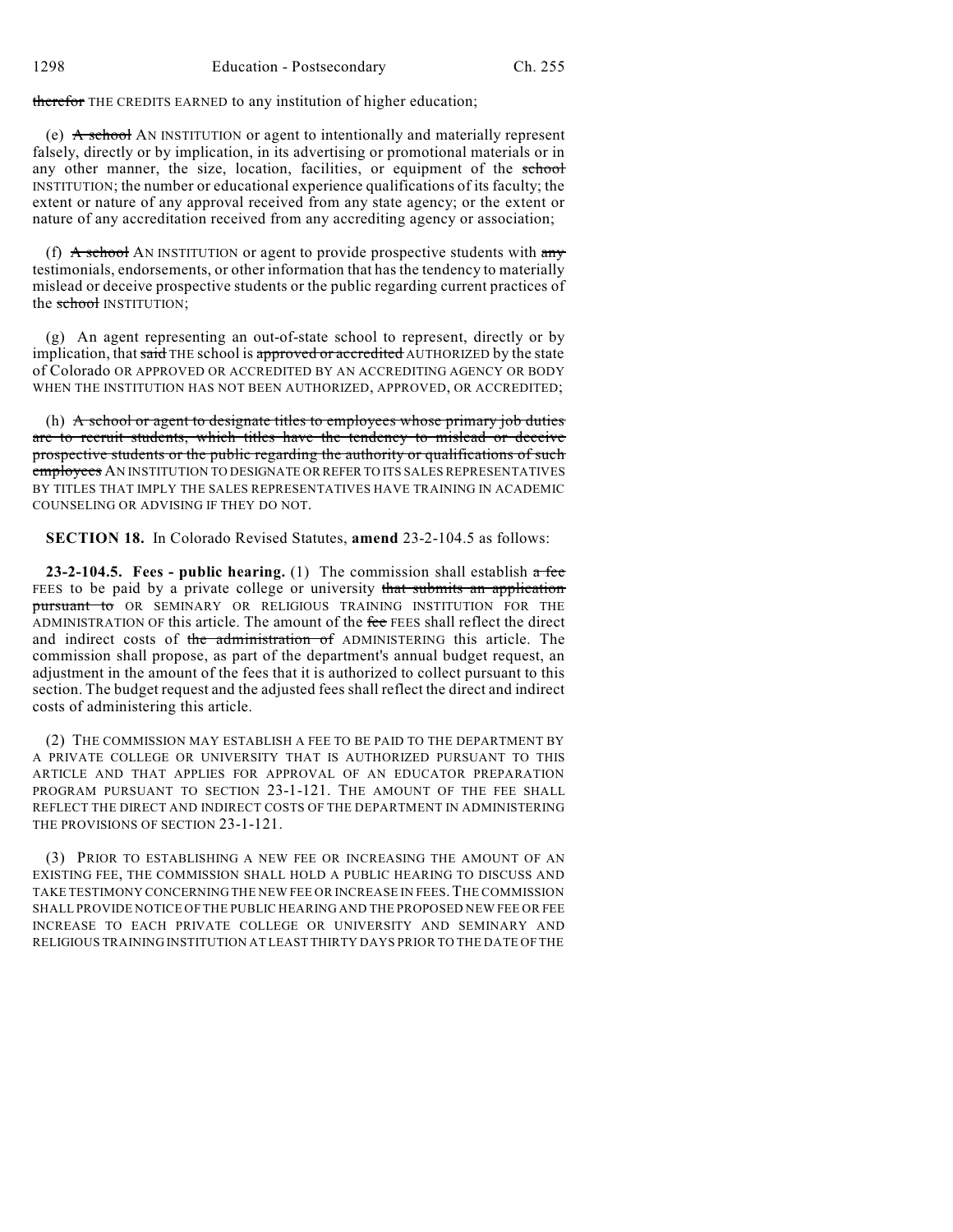therefor THE CREDITS EARNED to any institution of higher education;

(e) A school AN INSTITUTION or agent to intentionally and materially represent falsely, directly or by implication, in its advertising or promotional materials or in any other manner, the size, location, facilities, or equipment of the school INSTITUTION; the number or educational experience qualifications of its faculty; the extent or nature of any approval received from any state agency; or the extent or nature of any accreditation received from any accrediting agency or association;

(f) A school AN INSTITUTION or agent to provide prospective students with any testimonials, endorsements, or other information that has the tendency to materially mislead or deceive prospective students or the public regarding current practices of the school INSTITUTION;

(g) An agent representing an out-of-state school to represent, directly or by implication, that said THE school is approved or accredited AUTHORIZED by the state of Colorado OR APPROVED OR ACCREDITED BY AN ACCREDITING AGENCY OR BODY WHEN THE INSTITUTION HAS NOT BEEN AUTHORIZED, APPROVED, OR ACCREDITED;

(h) A school or agent to designate titles to employees whose primary job duties are to recruit students, which titles have the tendency to mislead or deceive prospective students or the public regarding the authority or qualifications of such employees AN INSTITUTION TO DESIGNATE OR REFER TO ITS SALES REPRESENTATIVES BY TITLES THAT IMPLY THE SALES REPRESENTATIVES HAVE TRAINING IN ACADEMIC COUNSELING OR ADVISING IF THEY DO NOT.

**SECTION 18.** In Colorado Revised Statutes, **amend** 23-2-104.5 as follows:

**23-2-104.5. Fees - public hearing.** (1) The commission shall establish a fee FEES to be paid by a private college or university that submits an application pursuant to OR SEMINARY OR RELIGIOUS TRAINING INSTITUTION FOR THE ADMINISTRATION OF this article. The amount of the fee FEES shall reflect the direct and indirect costs of the administration of ADMINISTERING this article. The commission shall propose, as part of the department's annual budget request, an adjustment in the amount of the fees that it is authorized to collect pursuant to this section. The budget request and the adjusted fees shall reflect the direct and indirect costs of administering this article.

(2) THE COMMISSION MAY ESTABLISH A FEE TO BE PAID TO THE DEPARTMENT BY A PRIVATE COLLEGE OR UNIVERSITY THAT IS AUTHORIZED PURSUANT TO THIS ARTICLE AND THAT APPLIES FOR APPROVAL OF AN EDUCATOR PREPARATION PROGRAM PURSUANT TO SECTION 23-1-121. THE AMOUNT OF THE FEE SHALL REFLECT THE DIRECT AND INDIRECT COSTS OF THE DEPARTMENT IN ADMINISTERING THE PROVISIONS OF SECTION 23-1-121.

(3) PRIOR TO ESTABLISHING A NEW FEE OR INCREASING THE AMOUNT OF AN EXISTING FEE, THE COMMISSION SHALL HOLD A PUBLIC HEARING TO DISCUSS AND TAKE TESTIMONY CONCERNING THE NEW FEE OR INCREASE IN FEES. THE COMMISSION SHALL PROVIDE NOTICE OF THE PUBLIC HEARING AND THE PROPOSED NEW FEE OR FEE INCREASE TO EACH PRIVATE COLLEGE OR UNIVERSITY AND SEMINARY AND RELIGIOUS TRAINING INSTITUTION AT LEAST THIRTY DAYS PRIOR TO THE DATE OF THE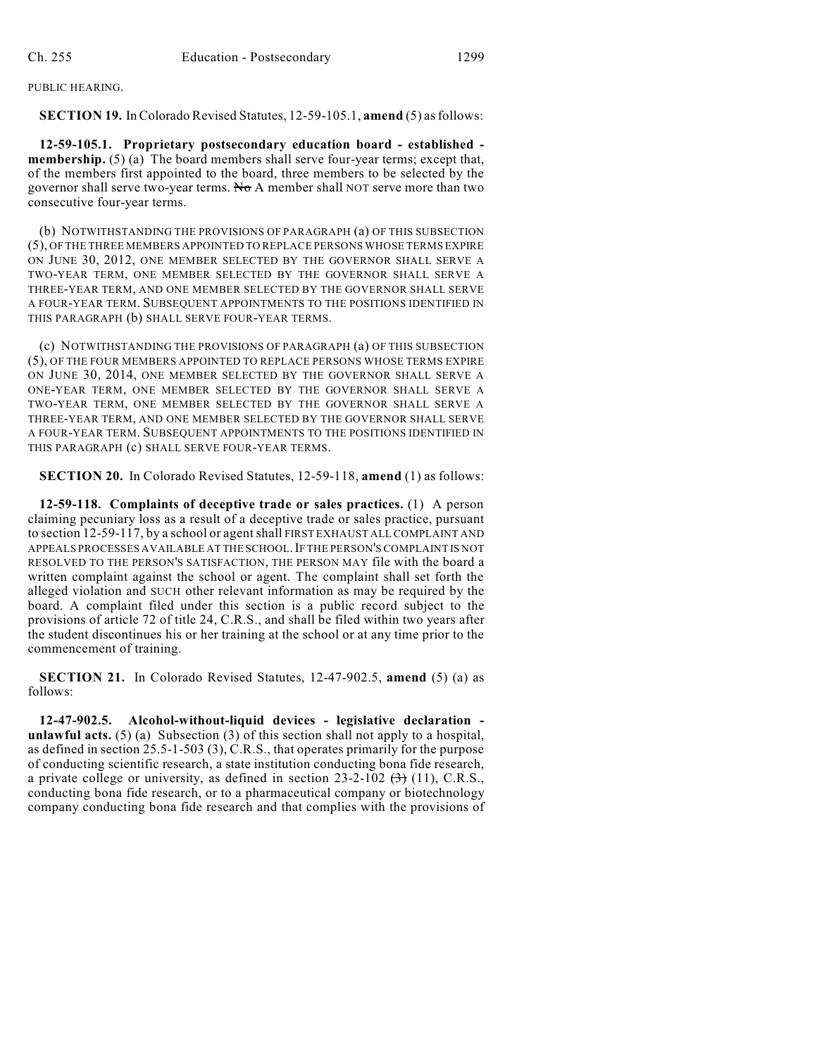PUBLIC HEARING.

**SECTION 19.** In Colorado Revised Statutes, 12-59-105.1, **amend** (5) as follows:

**12-59-105.1. Proprietary postsecondary education board - established - membership.** (5) (a) The board members shall serve four-year terms; except that, of the members first appointed to the board, three members to be selected by the governor shall serve two-year terms. ~~No~~ A member shall NOT serve more than two consecutive four-year terms.

(b) NOTWITHSTANDING THE PROVISIONS OF PARAGRAPH (a) OF THIS SUBSECTION (5), OF THE THREE MEMBERS APPOINTED TO REPLACE PERSONS WHOSE TERMS EXPIRE ON JUNE 30, 2012, ONE MEMBER SELECTED BY THE GOVERNOR SHALL SERVE A TWO-YEAR TERM, ONE MEMBER SELECTED BY THE GOVERNOR SHALL SERVE A THREE-YEAR TERM, AND ONE MEMBER SELECTED BY THE GOVERNOR SHALL SERVE A FOUR-YEAR TERM. SUBSEQUENT APPOINTMENTS TO THE POSITIONS IDENTIFIED IN THIS PARAGRAPH (b) SHALL SERVE FOUR-YEAR TERMS.

(c) NOTWITHSTANDING THE PROVISIONS OF PARAGRAPH (a) OF THIS SUBSECTION (5), OF THE FOUR MEMBERS APPOINTED TO REPLACE PERSONS WHOSE TERMS EXPIRE ON JUNE 30, 2014, ONE MEMBER SELECTED BY THE GOVERNOR SHALL SERVE A ONE-YEAR TERM, ONE MEMBER SELECTED BY THE GOVERNOR SHALL SERVE A TWO-YEAR TERM, ONE MEMBER SELECTED BY THE GOVERNOR SHALL SERVE A THREE-YEAR TERM, AND ONE MEMBER SELECTED BY THE GOVERNOR SHALL SERVE A FOUR-YEAR TERM. SUBSEQUENT APPOINTMENTS TO THE POSITIONS IDENTIFIED IN THIS PARAGRAPH (c) SHALL SERVE FOUR-YEAR TERMS.

**SECTION 20.** In Colorado Revised Statutes, 12-59-118, **amend** (1) as follows:

**12-59-118. Complaints of deceptive trade or sales practices.** (1) A person claiming pecuniary loss as a result of a deceptive trade or sales practice, pursuant to section 12-59-117, by a school or agent shall FIRST EXHAUST ALL COMPLAINT AND APPEALS PROCESSES AVAILABLE AT THE SCHOOL. IF THE PERSON'S COMPLAINT IS NOT RESOLVED TO THE PERSON'S SATISFACTION, THE PERSON MAY file with the board a written complaint against the school or agent. The complaint shall set forth the alleged violation and SUCH other relevant information as may be required by the board. A complaint filed under this section is a public record subject to the provisions of article 72 of title 24, C.R.S., and shall be filed within two years after the student discontinues his or her training at the school or at any time prior to the commencement of training.

**SECTION 21.** In Colorado Revised Statutes, 12-47-902.5, **amend** (5) (a) as follows:

**12-47-902.5. Alcohol-without-liquid devices - legislative declaration - unlawful acts.** (5) (a) Subsection (3) of this section shall not apply to a hospital, as defined in section 25.5-1-503 (3), C.R.S., that operates primarily for the purpose of conducting scientific research, a state institution conducting bona fide research, a private college or university, as defined in section 23-2-102 ~~(3)~~ (11), C.R.S., conducting bona fide research, or to a pharmaceutical company or biotechnology company conducting bona fide research and that complies with the provisions of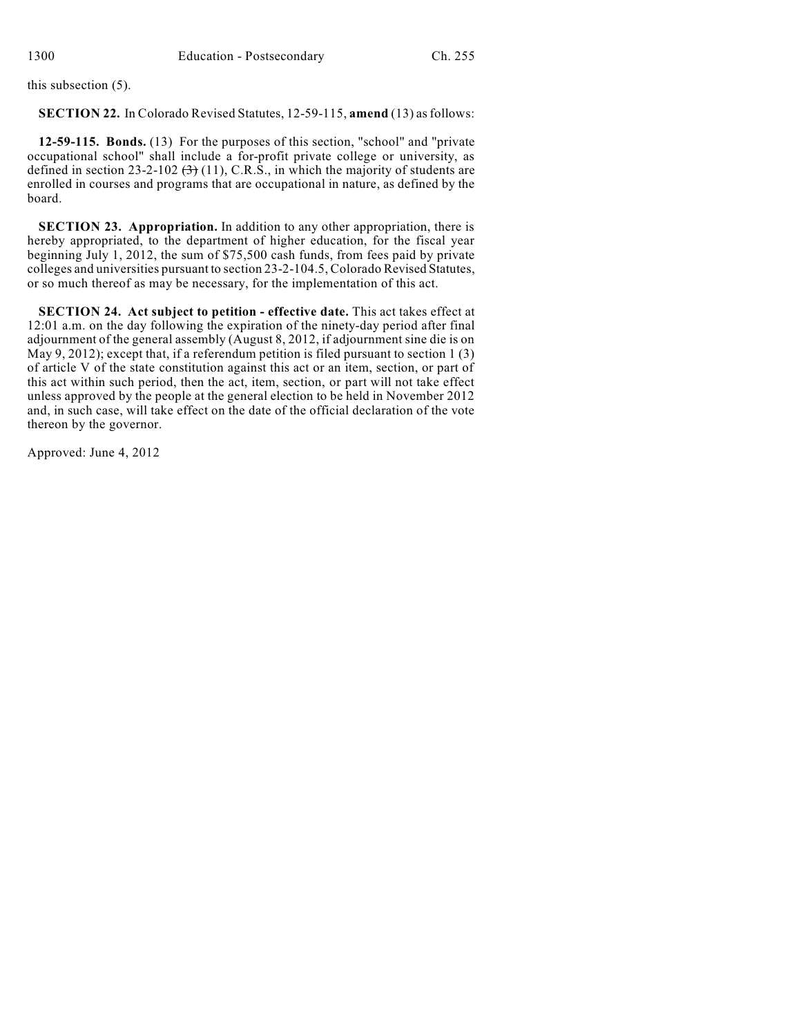this subsection (5).

**SECTION 22.** In Colorado Revised Statutes, 12-59-115, **amend** (13) as follows:

**12-59-115. Bonds.** (13) For the purposes of this section, "school" and "private occupational school" shall include a for-profit private college or university, as defined in section 23-2-102 ~~(3)~~ (11), C.R.S., in which the majority of students are enrolled in courses and programs that are occupational in nature, as defined by the board.

**SECTION 23. Appropriation.** In addition to any other appropriation, there is hereby appropriated, to the department of higher education, for the fiscal year beginning July 1, 2012, the sum of $75,500 cash funds, from fees paid by private colleges and universities pursuant to section 23-2-104.5, Colorado Revised Statutes, or so much thereof as may be necessary, for the implementation of this act.

**SECTION 24. Act subject to petition - effective date.** This act takes effect at 12:01 a.m. on the day following the expiration of the ninety-day period after final adjournment of the general assembly (August 8, 2012, if adjournment sine die is on May 9, 2012); except that, if a referendum petition is filed pursuant to section 1 (3) of article V of the state constitution against this act or an item, section, or part of this act within such period, then the act, item, section, or part will not take effect unless approved by the people at the general election to be held in November 2012 and, in such case, will take effect on the date of the official declaration of the vote thereon by the governor.

Approved: June 4, 2012